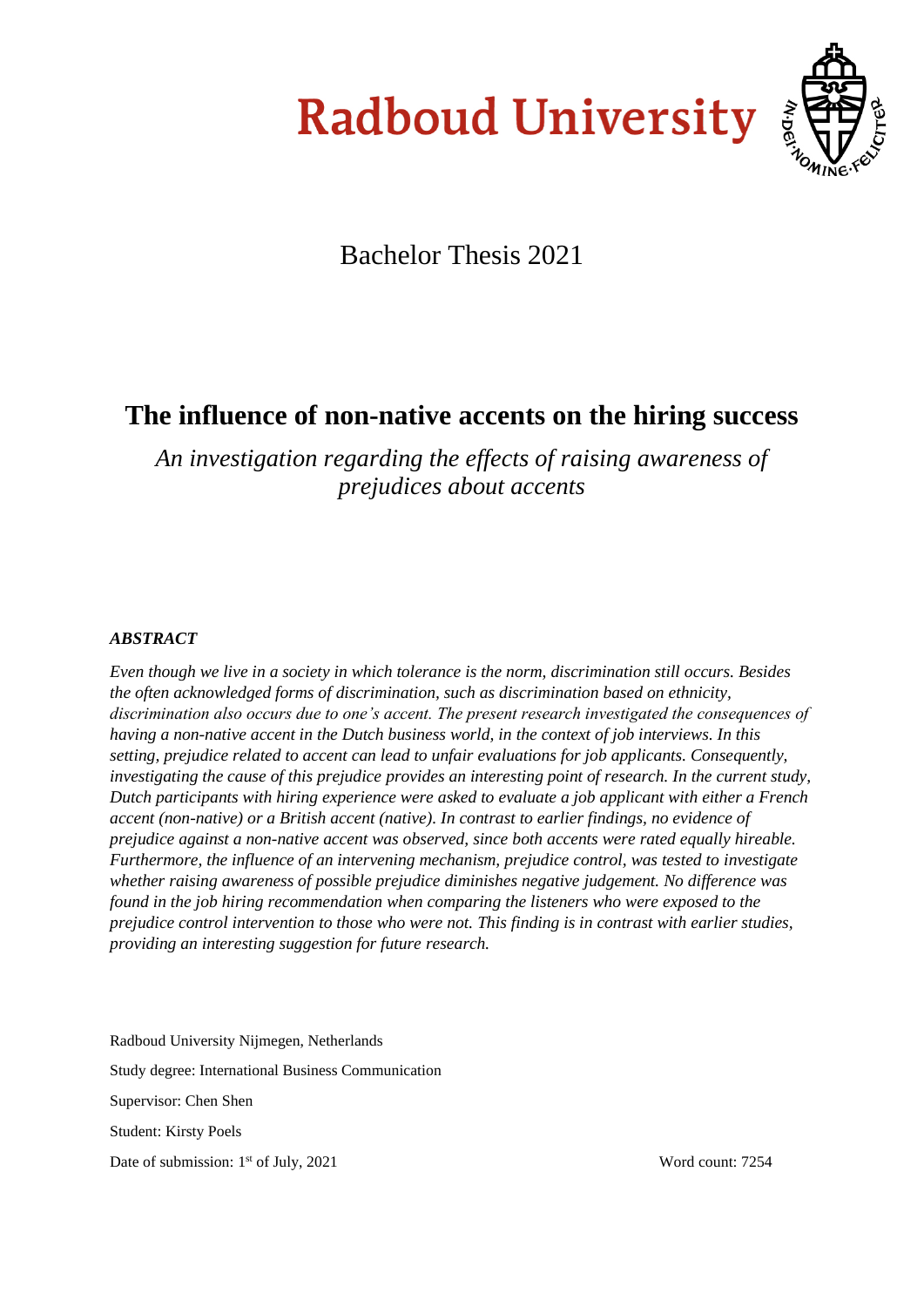**Radboud University**

Bachelor Thesis 2021

# The influence of non-native accents on the hiring success

*An investigation regarding the effects of raising awareness of prejudices about accents*

***ABSTRACT***

*Even though we live in a society in which tolerance is the norm, discrimination still occurs. Besides the often acknowledged forms of discrimination, such as discrimination based on ethnicity, discrimination also occurs due to one's accent. The present research investigated the consequences of having a non-native accent in the Dutch business world, in the context of job interviews. In this setting, prejudice related to accent can lead to unfair evaluations for job applicants. Consequently, investigating the cause of this prejudice provides an interesting point of research. In the current study, Dutch participants with hiring experience were asked to evaluate a job applicant with either a French accent (non-native) or a British accent (native). In contrast to earlier findings, no evidence of prejudice against a non-native accent was observed, since both accents were rated equally hireable. Furthermore, the influence of an intervening mechanism, prejudice control, was tested to investigate whether raising awareness of possible prejudice diminishes negative judgement. No difference was found in the job hiring recommendation when comparing the listeners who were exposed to the prejudice control intervention to those who were not. This finding is in contrast with earlier studies, providing an interesting suggestion for future research.*

Radboud University Nijmegen, Netherlands

Study degree: International Business Communication

Supervisor: Chen Shen

Student: Kirsty Poels

Date of submission: 1st of July, 2021

Word count: 7254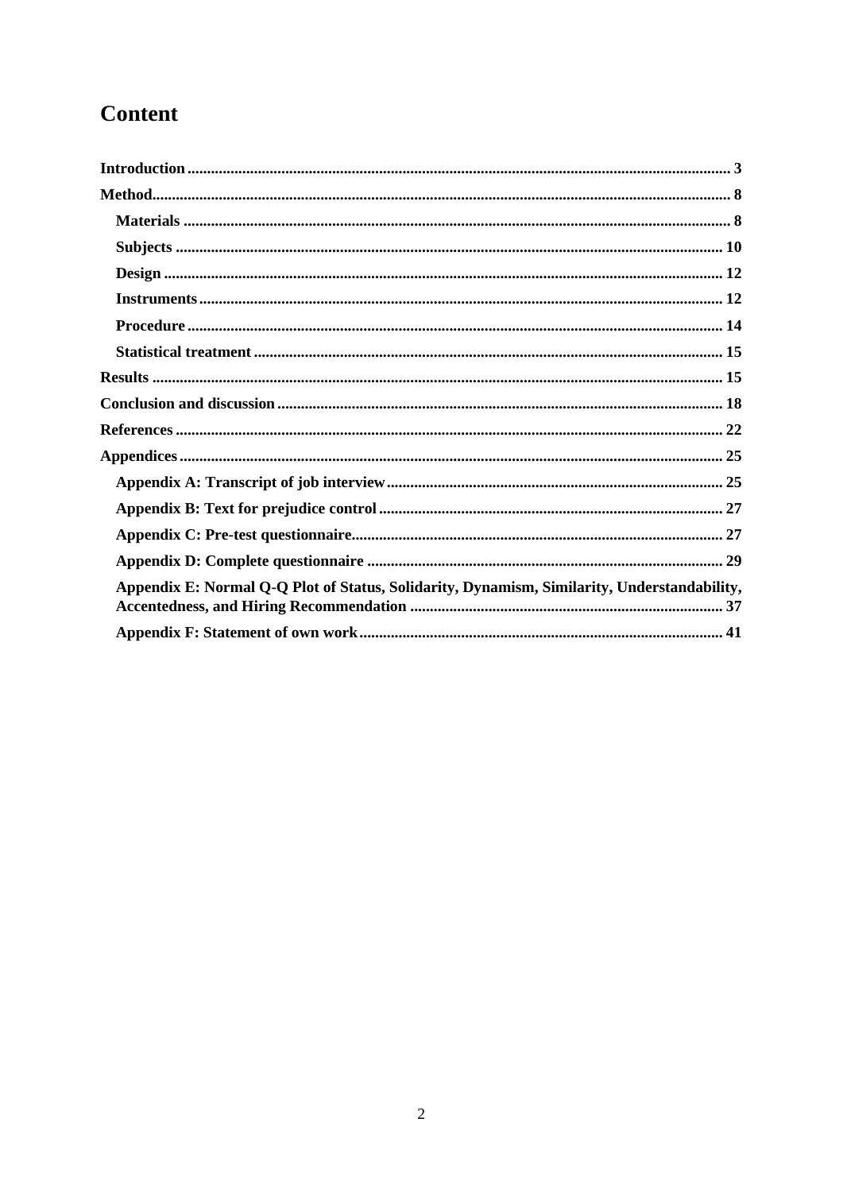# Content

**Introduction** ........................................................................................................................................ **3**

**Method** ................................................................................................................................................. **8**

- **Materials** ......................................................................................................................................... **8**
- **Subjects** .......................................................................................................................................... **10**
- **Design** ............................................................................................................................................. **12**
- **Instruments** .................................................................................................................................... **12**
- **Procedure** ....................................................................................................................................... **14**
- **Statistical treatment** ...................................................................................................................... **15**

**Results** ................................................................................................................................................ **15**

**Conclusion and discussion** ................................................................................................................ **18**

**References** .......................................................................................................................................... **22**

**Appendices** ......................................................................................................................................... **25**

- **Appendix A: Transcript of job interview** ..................................................................................... **25**
- **Appendix B: Text for prejudice control** ....................................................................................... **27**
- **Appendix C: Pre-test questionnaire** .............................................................................................. **27**
- **Appendix D: Complete questionnaire** .......................................................................................... **29**
- **Appendix E: Normal Q-Q Plot of Status, Solidarity, Dynamism, Similarity, Understandability, Accentedness, and Hiring Recommendation** ............................................................................... **37**
- **Appendix F: Statement of own work** ........................................................................................... **41**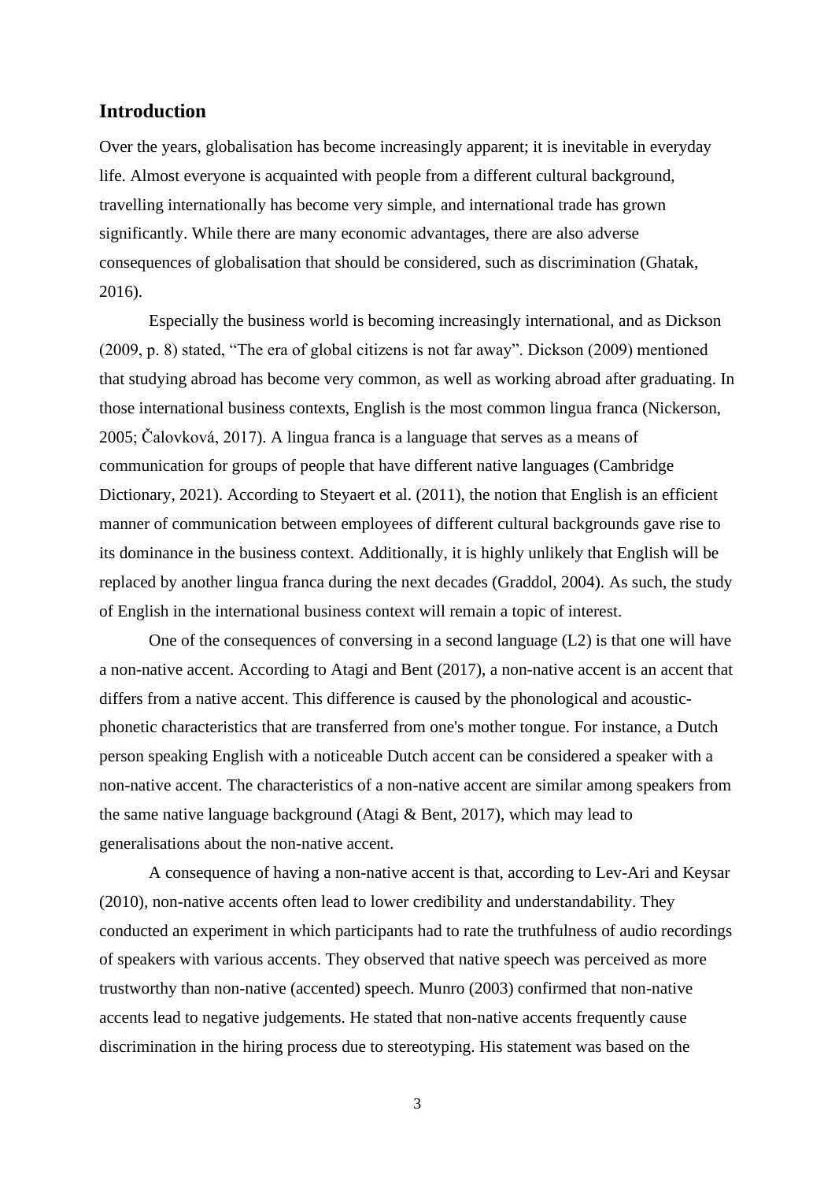## Introduction

Over the years, globalisation has become increasingly apparent; it is inevitable in everyday life. Almost everyone is acquainted with people from a different cultural background, travelling internationally has become very simple, and international trade has grown significantly. While there are many economic advantages, there are also adverse consequences of globalisation that should be considered, such as discrimination (Ghatak, 2016).

Especially the business world is becoming increasingly international, and as Dickson (2009, p. 8) stated, "The era of global citizens is not far away". Dickson (2009) mentioned that studying abroad has become very common, as well as working abroad after graduating. In those international business contexts, English is the most common lingua franca (Nickerson, 2005; Čalovková, 2017). A lingua franca is a language that serves as a means of communication for groups of people that have different native languages (Cambridge Dictionary, 2021). According to Steyaert et al. (2011), the notion that English is an efficient manner of communication between employees of different cultural backgrounds gave rise to its dominance in the business context. Additionally, it is highly unlikely that English will be replaced by another lingua franca during the next decades (Graddol, 2004). As such, the study of English in the international business context will remain a topic of interest.

One of the consequences of conversing in a second language (L2) is that one will have a non-native accent. According to Atagi and Bent (2017), a non-native accent is an accent that differs from a native accent. This difference is caused by the phonological and acoustic-phonetic characteristics that are transferred from one's mother tongue. For instance, a Dutch person speaking English with a noticeable Dutch accent can be considered a speaker with a non-native accent. The characteristics of a non-native accent are similar among speakers from the same native language background (Atagi & Bent, 2017), which may lead to generalisations about the non-native accent.

A consequence of having a non-native accent is that, according to Lev-Ari and Keysar (2010), non-native accents often lead to lower credibility and understandability. They conducted an experiment in which participants had to rate the truthfulness of audio recordings of speakers with various accents. They observed that native speech was perceived as more trustworthy than non-native (accented) speech. Munro (2003) confirmed that non-native accents lead to negative judgements. He stated that non-native accents frequently cause discrimination in the hiring process due to stereotyping. His statement was based on the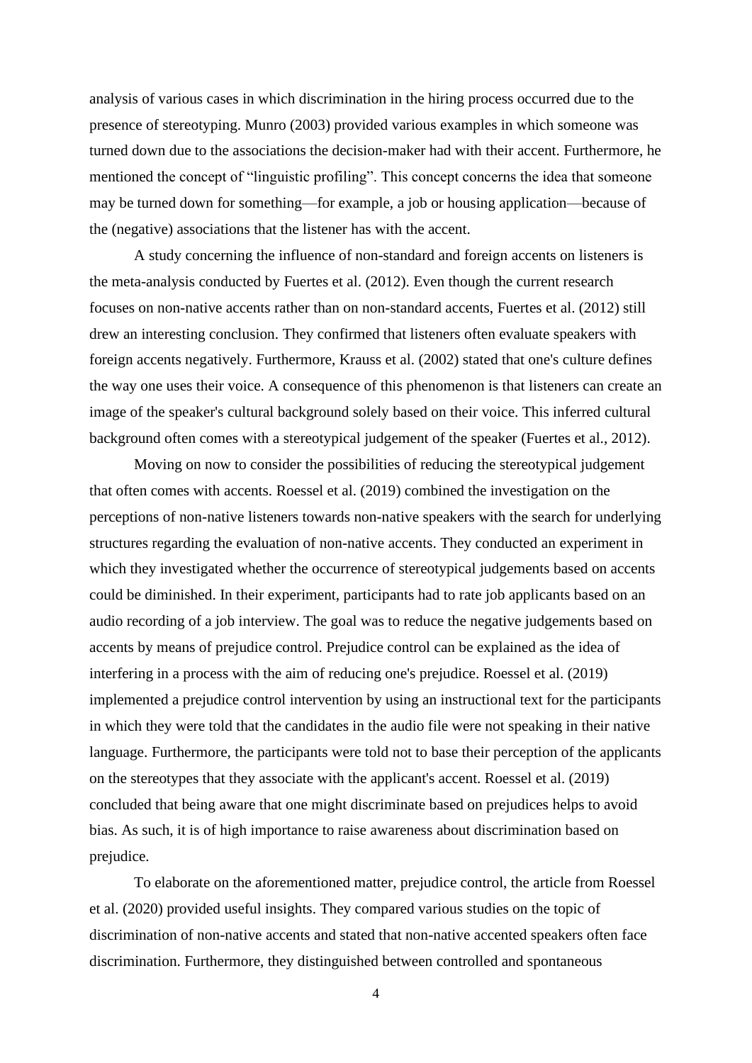analysis of various cases in which discrimination in the hiring process occurred due to the presence of stereotyping. Munro (2003) provided various examples in which someone was turned down due to the associations the decision-maker had with their accent. Furthermore, he mentioned the concept of "linguistic profiling". This concept concerns the idea that someone may be turned down for something—for example, a job or housing application—because of the (negative) associations that the listener has with the accent.

A study concerning the influence of non-standard and foreign accents on listeners is the meta-analysis conducted by Fuertes et al. (2012). Even though the current research focuses on non-native accents rather than on non-standard accents, Fuertes et al. (2012) still drew an interesting conclusion. They confirmed that listeners often evaluate speakers with foreign accents negatively. Furthermore, Krauss et al. (2002) stated that one's culture defines the way one uses their voice. A consequence of this phenomenon is that listeners can create an image of the speaker's cultural background solely based on their voice. This inferred cultural background often comes with a stereotypical judgement of the speaker (Fuertes et al., 2012).

Moving on now to consider the possibilities of reducing the stereotypical judgement that often comes with accents. Roessel et al. (2019) combined the investigation on the perceptions of non-native listeners towards non-native speakers with the search for underlying structures regarding the evaluation of non-native accents. They conducted an experiment in which they investigated whether the occurrence of stereotypical judgements based on accents could be diminished. In their experiment, participants had to rate job applicants based on an audio recording of a job interview. The goal was to reduce the negative judgements based on accents by means of prejudice control. Prejudice control can be explained as the idea of interfering in a process with the aim of reducing one's prejudice. Roessel et al. (2019) implemented a prejudice control intervention by using an instructional text for the participants in which they were told that the candidates in the audio file were not speaking in their native language. Furthermore, the participants were told not to base their perception of the applicants on the stereotypes that they associate with the applicant's accent. Roessel et al. (2019) concluded that being aware that one might discriminate based on prejudices helps to avoid bias. As such, it is of high importance to raise awareness about discrimination based on prejudice.

To elaborate on the aforementioned matter, prejudice control, the article from Roessel et al. (2020) provided useful insights. They compared various studies on the topic of discrimination of non-native accents and stated that non-native accented speakers often face discrimination. Furthermore, they distinguished between controlled and spontaneous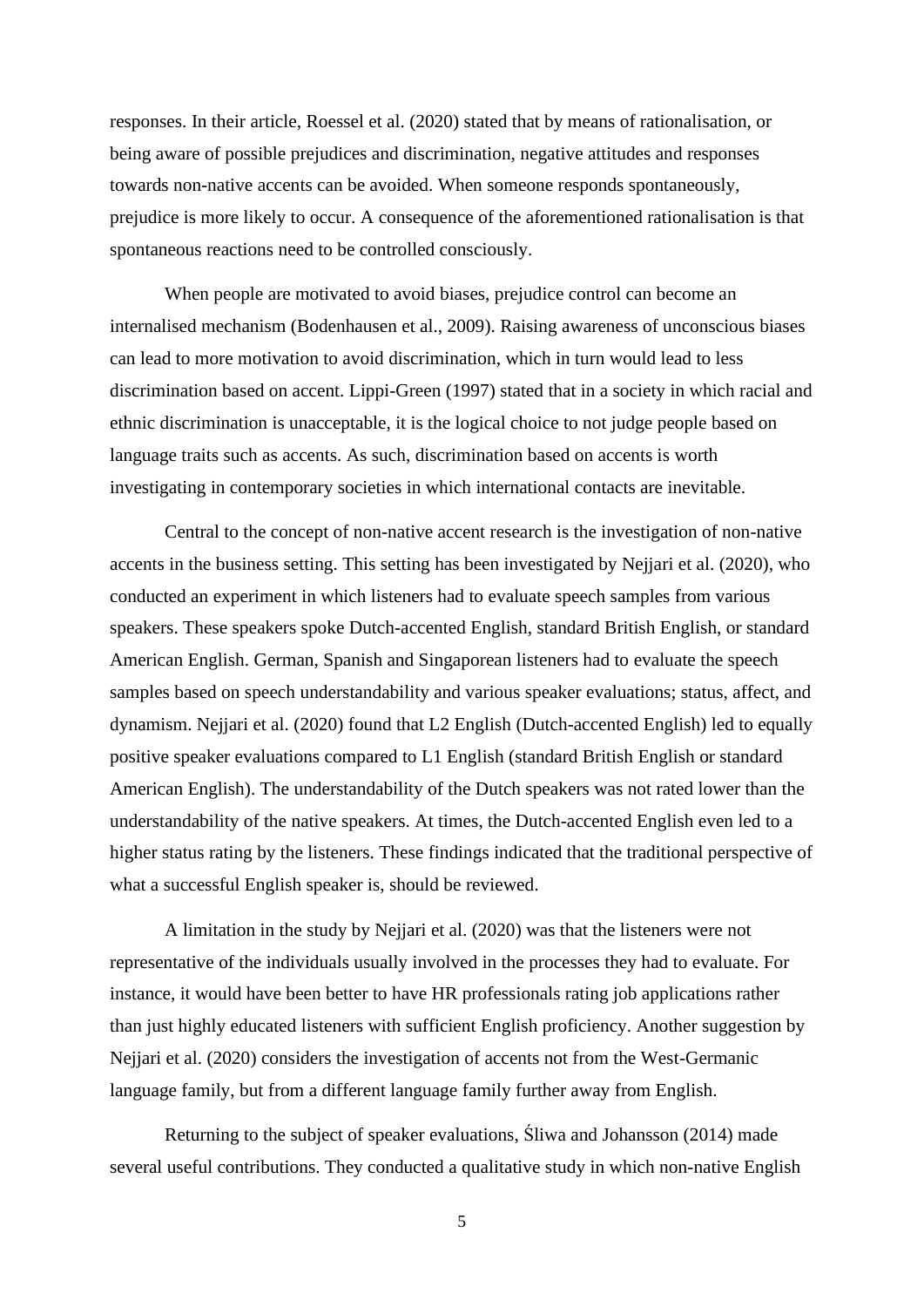responses. In their article, Roessel et al. (2020) stated that by means of rationalisation, or being aware of possible prejudices and discrimination, negative attitudes and responses towards non-native accents can be avoided. When someone responds spontaneously, prejudice is more likely to occur. A consequence of the aforementioned rationalisation is that spontaneous reactions need to be controlled consciously.

When people are motivated to avoid biases, prejudice control can become an internalised mechanism (Bodenhausen et al., 2009). Raising awareness of unconscious biases can lead to more motivation to avoid discrimination, which in turn would lead to less discrimination based on accent. Lippi-Green (1997) stated that in a society in which racial and ethnic discrimination is unacceptable, it is the logical choice to not judge people based on language traits such as accents. As such, discrimination based on accents is worth investigating in contemporary societies in which international contacts are inevitable.

Central to the concept of non-native accent research is the investigation of non-native accents in the business setting. This setting has been investigated by Nejjari et al. (2020), who conducted an experiment in which listeners had to evaluate speech samples from various speakers. These speakers spoke Dutch-accented English, standard British English, or standard American English. German, Spanish and Singaporean listeners had to evaluate the speech samples based on speech understandability and various speaker evaluations; status, affect, and dynamism. Nejjari et al. (2020) found that L2 English (Dutch-accented English) led to equally positive speaker evaluations compared to L1 English (standard British English or standard American English). The understandability of the Dutch speakers was not rated lower than the understandability of the native speakers. At times, the Dutch-accented English even led to a higher status rating by the listeners. These findings indicated that the traditional perspective of what a successful English speaker is, should be reviewed.

A limitation in the study by Nejjari et al. (2020) was that the listeners were not representative of the individuals usually involved in the processes they had to evaluate. For instance, it would have been better to have HR professionals rating job applications rather than just highly educated listeners with sufficient English proficiency. Another suggestion by Nejjari et al. (2020) considers the investigation of accents not from the West-Germanic language family, but from a different language family further away from English.

Returning to the subject of speaker evaluations, Śliwa and Johansson (2014) made several useful contributions. They conducted a qualitative study in which non-native English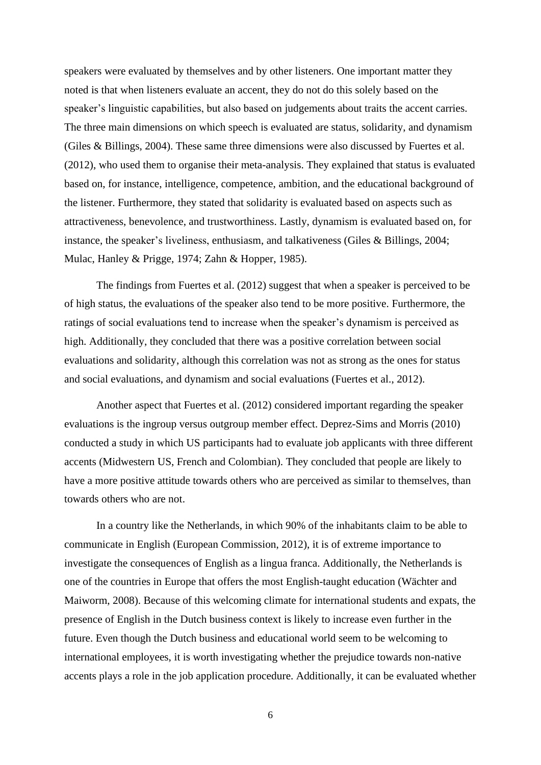speakers were evaluated by themselves and by other listeners. One important matter they noted is that when listeners evaluate an accent, they do not do this solely based on the speaker's linguistic capabilities, but also based on judgements about traits the accent carries. The three main dimensions on which speech is evaluated are status, solidarity, and dynamism (Giles & Billings, 2004). These same three dimensions were also discussed by Fuertes et al. (2012), who used them to organise their meta-analysis. They explained that status is evaluated based on, for instance, intelligence, competence, ambition, and the educational background of the listener. Furthermore, they stated that solidarity is evaluated based on aspects such as attractiveness, benevolence, and trustworthiness. Lastly, dynamism is evaluated based on, for instance, the speaker's liveliness, enthusiasm, and talkativeness (Giles & Billings, 2004; Mulac, Hanley & Prigge, 1974; Zahn & Hopper, 1985).

The findings from Fuertes et al. (2012) suggest that when a speaker is perceived to be of high status, the evaluations of the speaker also tend to be more positive. Furthermore, the ratings of social evaluations tend to increase when the speaker's dynamism is perceived as high. Additionally, they concluded that there was a positive correlation between social evaluations and solidarity, although this correlation was not as strong as the ones for status and social evaluations, and dynamism and social evaluations (Fuertes et al., 2012).

Another aspect that Fuertes et al. (2012) considered important regarding the speaker evaluations is the ingroup versus outgroup member effect. Deprez-Sims and Morris (2010) conducted a study in which US participants had to evaluate job applicants with three different accents (Midwestern US, French and Colombian). They concluded that people are likely to have a more positive attitude towards others who are perceived as similar to themselves, than towards others who are not.

In a country like the Netherlands, in which 90% of the inhabitants claim to be able to communicate in English (European Commission, 2012), it is of extreme importance to investigate the consequences of English as a lingua franca. Additionally, the Netherlands is one of the countries in Europe that offers the most English-taught education (Wächter and Maiworm, 2008). Because of this welcoming climate for international students and expats, the presence of English in the Dutch business context is likely to increase even further in the future. Even though the Dutch business and educational world seem to be welcoming to international employees, it is worth investigating whether the prejudice towards non-native accents plays a role in the job application procedure. Additionally, it can be evaluated whether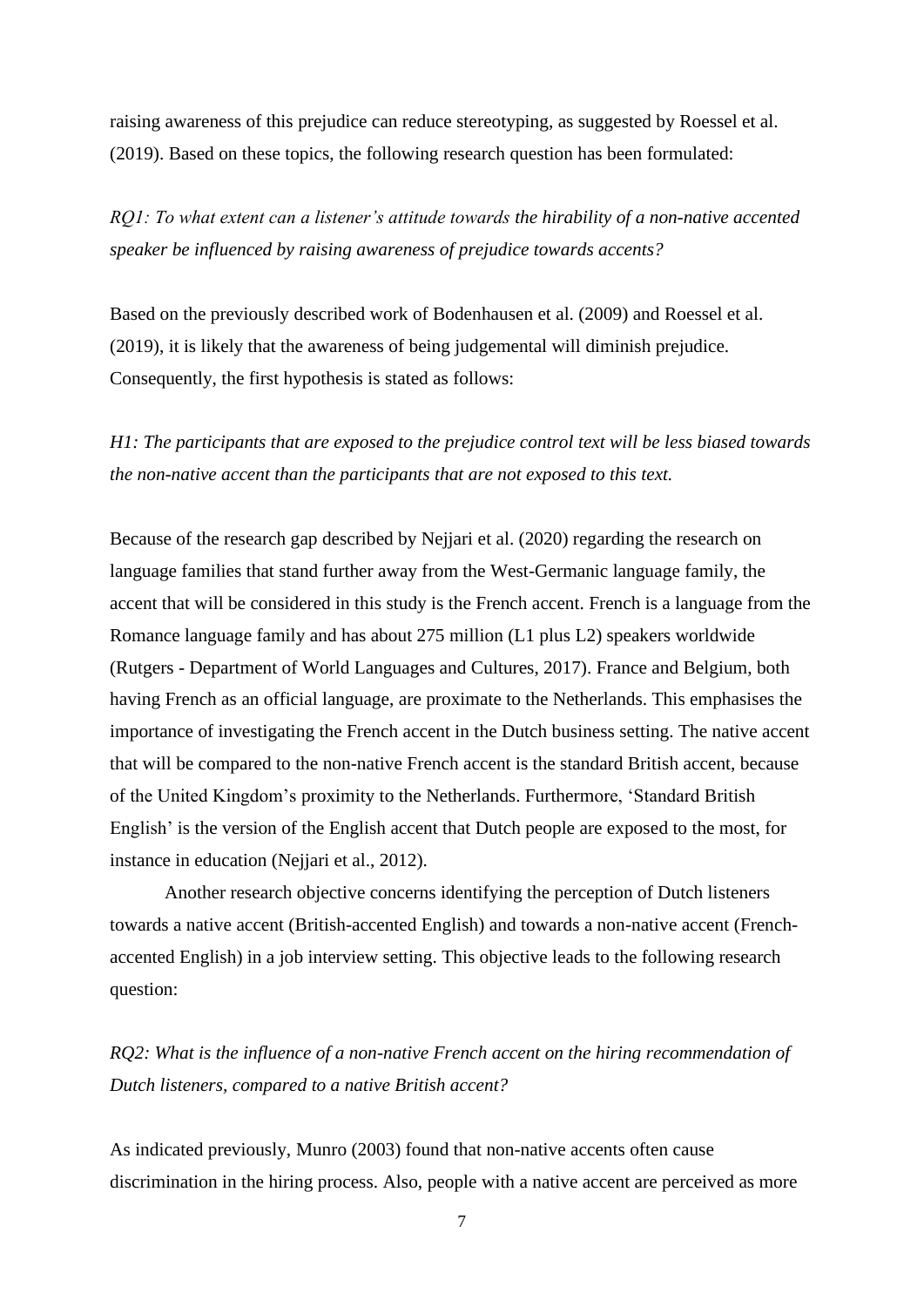raising awareness of this prejudice can reduce stereotyping, as suggested by Roessel et al. (2019). Based on these topics, the following research question has been formulated:

*RQ1: To what extent can a listener's attitude towards the hirability of a non-native accented speaker be influenced by raising awareness of prejudice towards accents?*

Based on the previously described work of Bodenhausen et al. (2009) and Roessel et al. (2019), it is likely that the awareness of being judgemental will diminish prejudice. Consequently, the first hypothesis is stated as follows:

*H1: The participants that are exposed to the prejudice control text will be less biased towards the non-native accent than the participants that are not exposed to this text.*

Because of the research gap described by Nejjari et al. (2020) regarding the research on language families that stand further away from the West-Germanic language family, the accent that will be considered in this study is the French accent. French is a language from the Romance language family and has about 275 million (L1 plus L2) speakers worldwide (Rutgers - Department of World Languages and Cultures, 2017). France and Belgium, both having French as an official language, are proximate to the Netherlands. This emphasises the importance of investigating the French accent in the Dutch business setting. The native accent that will be compared to the non-native French accent is the standard British accent, because of the United Kingdom's proximity to the Netherlands. Furthermore, 'Standard British English' is the version of the English accent that Dutch people are exposed to the most, for instance in education (Nejjari et al., 2012).

Another research objective concerns identifying the perception of Dutch listeners towards a native accent (British-accented English) and towards a non-native accent (French-accented English) in a job interview setting. This objective leads to the following research question:

*RQ2: What is the influence of a non-native French accent on the hiring recommendation of Dutch listeners, compared to a native British accent?*

As indicated previously, Munro (2003) found that non-native accents often cause discrimination in the hiring process. Also, people with a native accent are perceived as more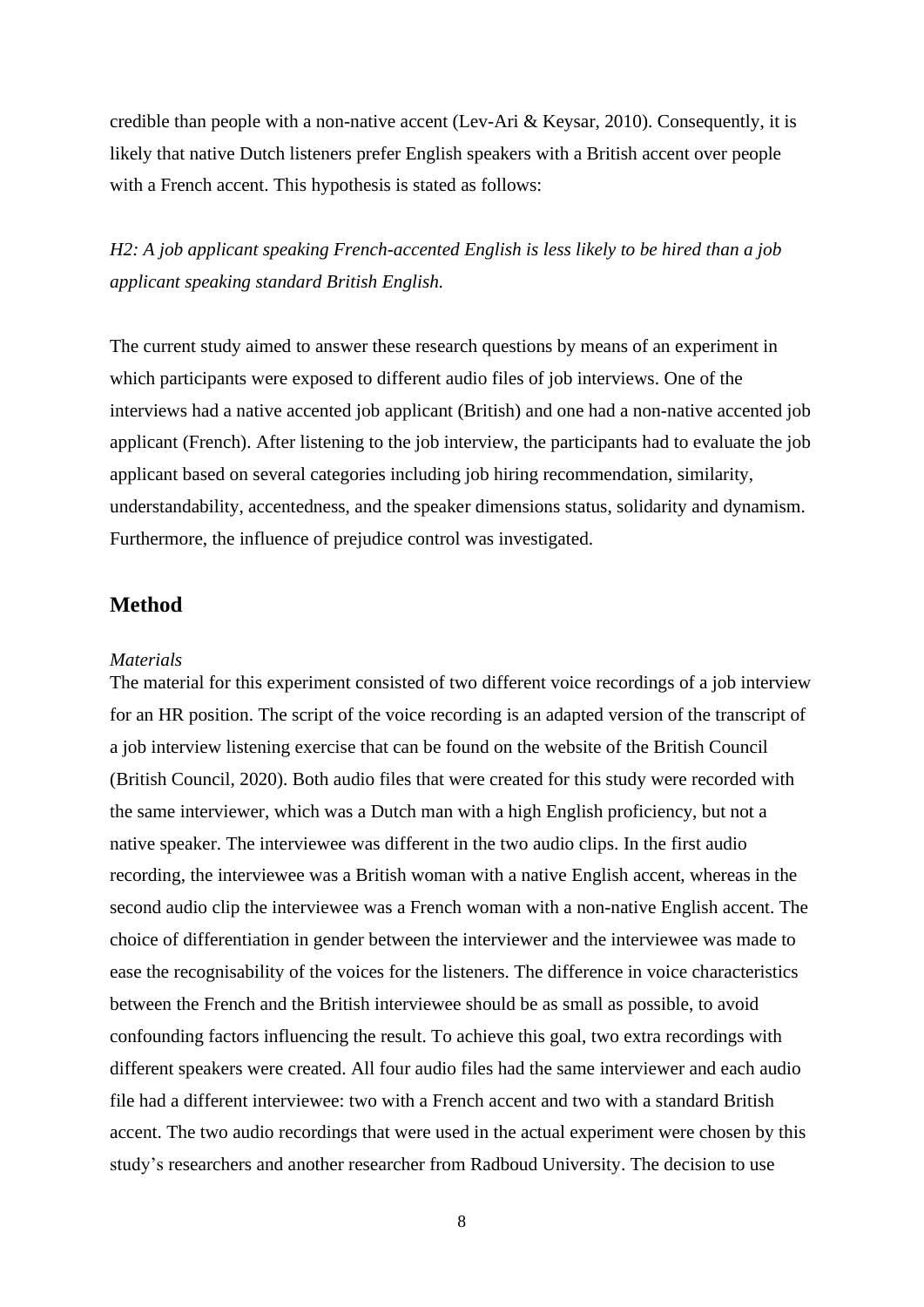credible than people with a non-native accent (Lev-Ari & Keysar, 2010). Consequently, it is likely that native Dutch listeners prefer English speakers with a British accent over people with a French accent. This hypothesis is stated as follows:

*H2: A job applicant speaking French-accented English is less likely to be hired than a job applicant speaking standard British English.*

The current study aimed to answer these research questions by means of an experiment in which participants were exposed to different audio files of job interviews. One of the interviews had a native accented job applicant (British) and one had a non-native accented job applicant (French). After listening to the job interview, the participants had to evaluate the job applicant based on several categories including job hiring recommendation, similarity, understandability, accentedness, and the speaker dimensions status, solidarity and dynamism. Furthermore, the influence of prejudice control was investigated.

## Method

*Materials*

The material for this experiment consisted of two different voice recordings of a job interview for an HR position. The script of the voice recording is an adapted version of the transcript of a job interview listening exercise that can be found on the website of the British Council (British Council, 2020). Both audio files that were created for this study were recorded with the same interviewer, which was a Dutch man with a high English proficiency, but not a native speaker. The interviewee was different in the two audio clips. In the first audio recording, the interviewee was a British woman with a native English accent, whereas in the second audio clip the interviewee was a French woman with a non-native English accent. The choice of differentiation in gender between the interviewer and the interviewee was made to ease the recognisability of the voices for the listeners. The difference in voice characteristics between the French and the British interviewee should be as small as possible, to avoid confounding factors influencing the result. To achieve this goal, two extra recordings with different speakers were created. All four audio files had the same interviewer and each audio file had a different interviewee: two with a French accent and two with a standard British accent. The two audio recordings that were used in the actual experiment were chosen by this study's researchers and another researcher from Radboud University. The decision to use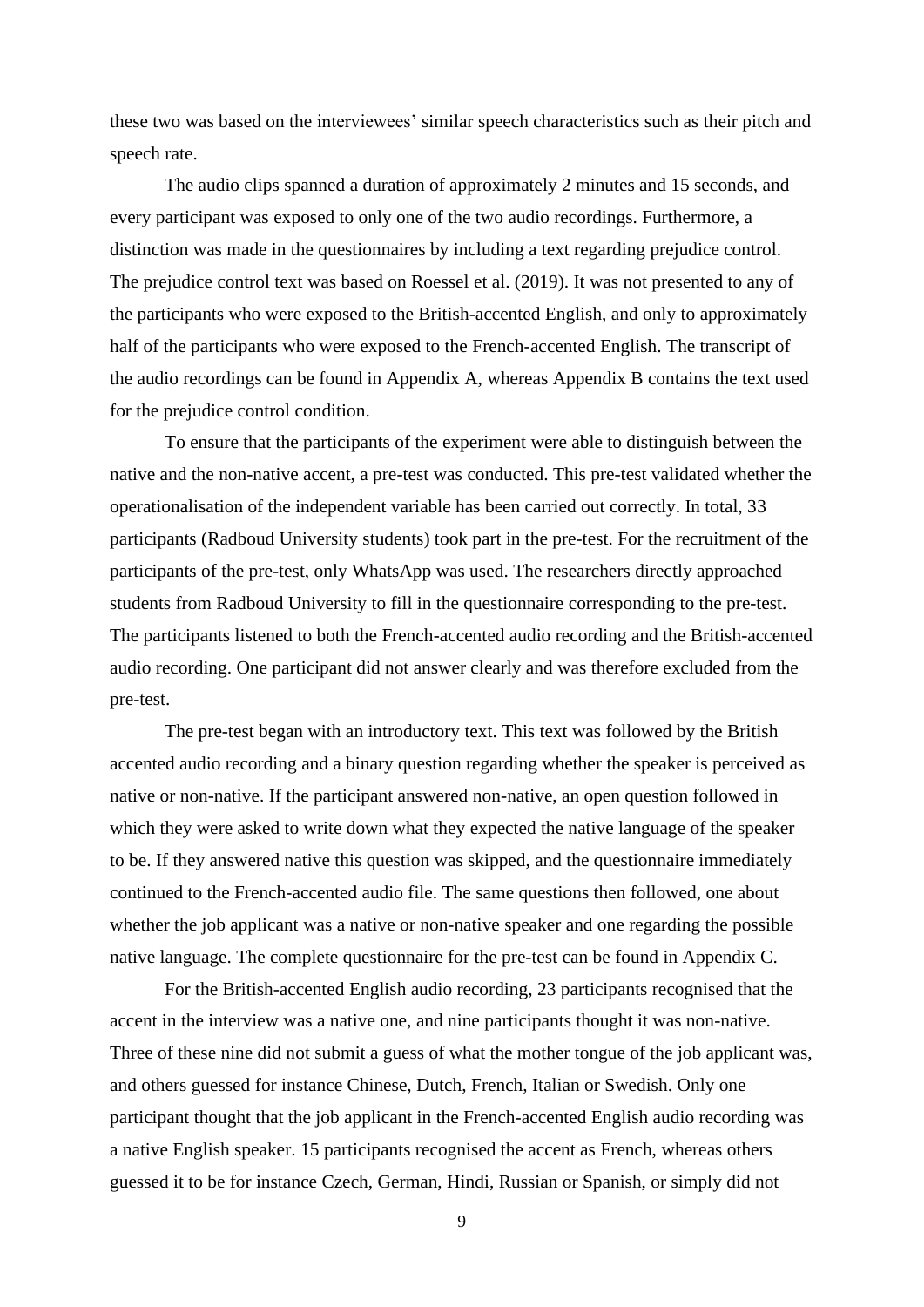these two was based on the interviewees' similar speech characteristics such as their pitch and speech rate.

The audio clips spanned a duration of approximately 2 minutes and 15 seconds, and every participant was exposed to only one of the two audio recordings. Furthermore, a distinction was made in the questionnaires by including a text regarding prejudice control. The prejudice control text was based on Roessel et al. (2019). It was not presented to any of the participants who were exposed to the British-accented English, and only to approximately half of the participants who were exposed to the French-accented English. The transcript of the audio recordings can be found in Appendix A, whereas Appendix B contains the text used for the prejudice control condition.

To ensure that the participants of the experiment were able to distinguish between the native and the non-native accent, a pre-test was conducted. This pre-test validated whether the operationalisation of the independent variable has been carried out correctly. In total, 33 participants (Radboud University students) took part in the pre-test. For the recruitment of the participants of the pre-test, only WhatsApp was used. The researchers directly approached students from Radboud University to fill in the questionnaire corresponding to the pre-test. The participants listened to both the French-accented audio recording and the British-accented audio recording. One participant did not answer clearly and was therefore excluded from the pre-test.

The pre-test began with an introductory text. This text was followed by the British accented audio recording and a binary question regarding whether the speaker is perceived as native or non-native. If the participant answered non-native, an open question followed in which they were asked to write down what they expected the native language of the speaker to be. If they answered native this question was skipped, and the questionnaire immediately continued to the French-accented audio file. The same questions then followed, one about whether the job applicant was a native or non-native speaker and one regarding the possible native language. The complete questionnaire for the pre-test can be found in Appendix C.

For the British-accented English audio recording, 23 participants recognised that the accent in the interview was a native one, and nine participants thought it was non-native. Three of these nine did not submit a guess of what the mother tongue of the job applicant was, and others guessed for instance Chinese, Dutch, French, Italian or Swedish. Only one participant thought that the job applicant in the French-accented English audio recording was a native English speaker. 15 participants recognised the accent as French, whereas others guessed it to be for instance Czech, German, Hindi, Russian or Spanish, or simply did not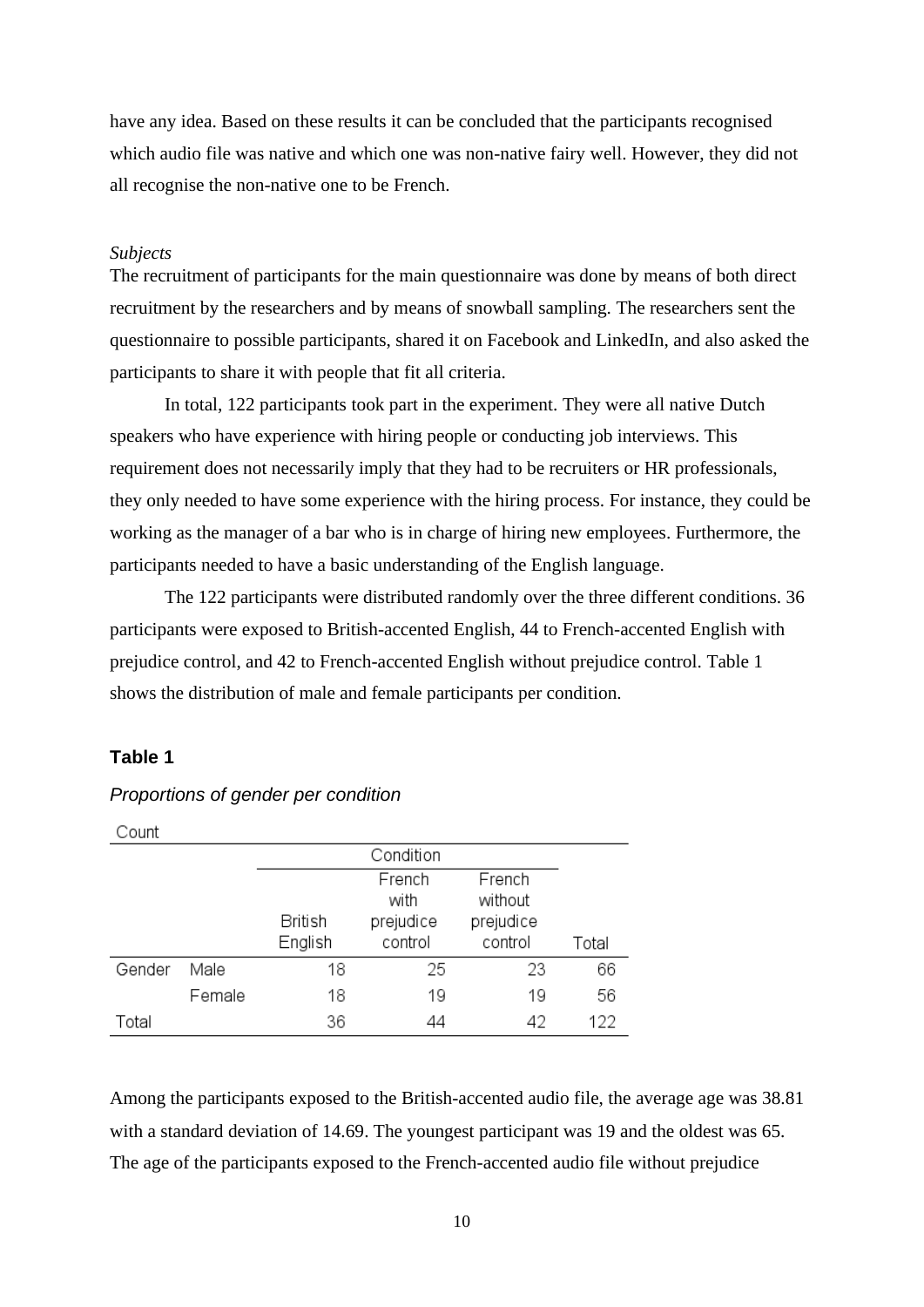have any idea. Based on these results it can be concluded that the participants recognised which audio file was native and which one was non-native fairy well. However, they did not all recognise the non-native one to be French.

*Subjects*

The recruitment of participants for the main questionnaire was done by means of both direct recruitment by the researchers and by means of snowball sampling. The researchers sent the questionnaire to possible participants, shared it on Facebook and LinkedIn, and also asked the participants to share it with people that fit all criteria.

In total, 122 participants took part in the experiment. They were all native Dutch speakers who have experience with hiring people or conducting job interviews. This requirement does not necessarily imply that they had to be recruiters or HR professionals, they only needed to have some experience with the hiring process. For instance, they could be working as the manager of a bar who is in charge of hiring new employees. Furthermore, the participants needed to have a basic understanding of the English language.

The 122 participants were distributed randomly over the three different conditions. 36 participants were exposed to British-accented English, 44 to French-accented English with prejudice control, and 42 to French-accented English without prejudice control. Table 1 shows the distribution of male and female participants per condition.

**Table 1**

*Proportions of gender per condition*

Count

| | | Condition | | | |
|---|---|---|---|---|---|
| | | British English | French with prejudice control | French without prejudice control | Total |
| Gender | Male | 18 | 25 | 23 | 66 |
| | Female | 18 | 19 | 19 | 56 |
| Total | | 36 | 44 | 42 | 122 |

Among the participants exposed to the British-accented audio file, the average age was 38.81 with a standard deviation of 14.69. The youngest participant was 19 and the oldest was 65. The age of the participants exposed to the French-accented audio file without prejudice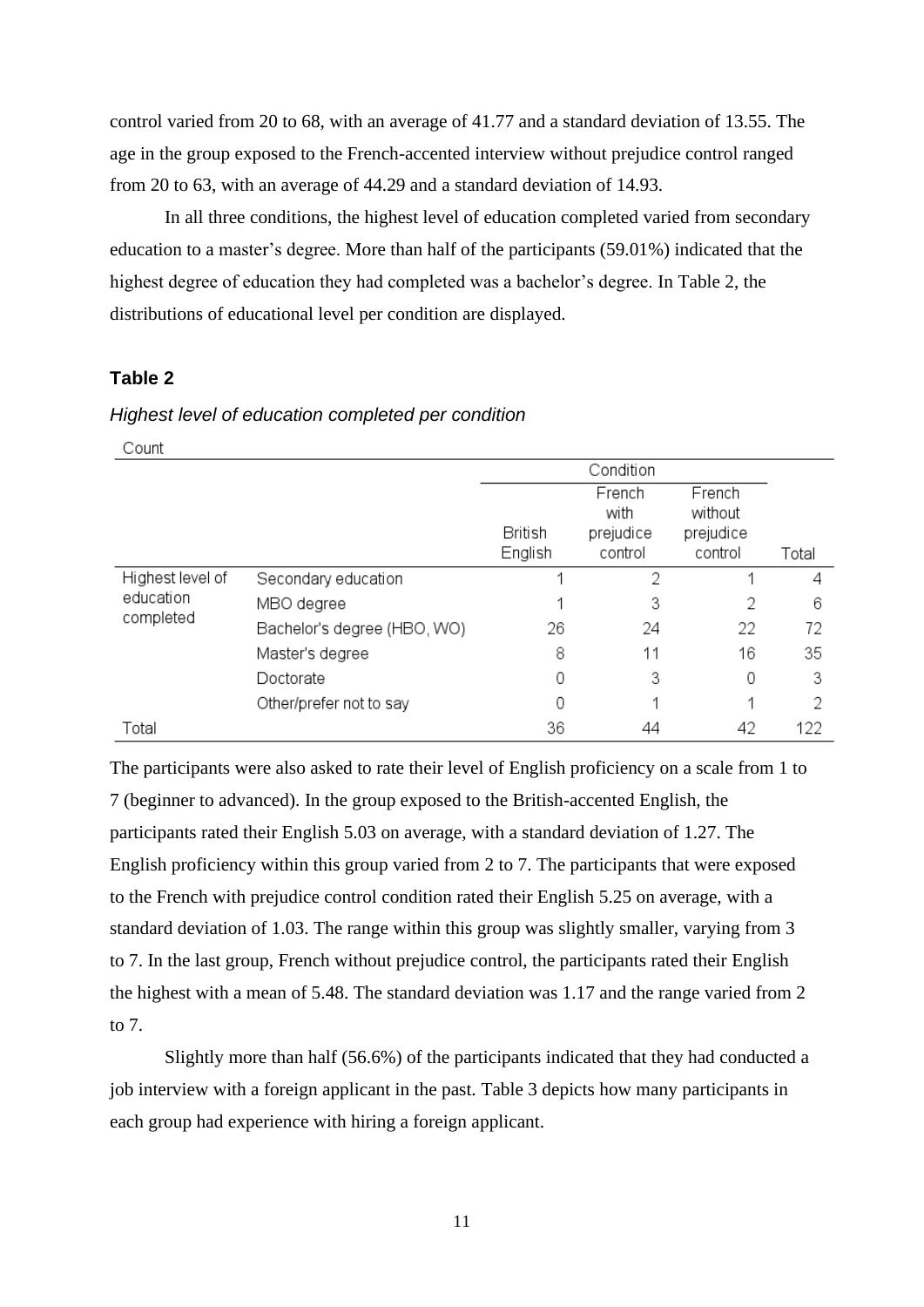control varied from 20 to 68, with an average of 41.77 and a standard deviation of 13.55. The age in the group exposed to the French-accented interview without prejudice control ranged from 20 to 63, with an average of 44.29 and a standard deviation of 14.93.

In all three conditions, the highest level of education completed varied from secondary education to a master's degree. More than half of the participants (59.01%) indicated that the highest degree of education they had completed was a bachelor's degree. In Table 2, the distributions of educational level per condition are displayed.

**Table 2**

*Highest level of education completed per condition*

Count

| | | Condition | | | |
|---|---|---|---|---|---|
| | | British English | French with prejudice control | French without prejudice control | Total |
| Highest level of education completed | Secondary education | 1 | 2 | 1 | 4 |
| | MBO degree | 1 | 3 | 2 | 6 |
| | Bachelor's degree (HBO, WO) | 26 | 24 | 22 | 72 |
| | Master's degree | 8 | 11 | 16 | 35 |
| | Doctorate | 0 | 3 | 0 | 3 |
| | Other/prefer not to say | 0 | 1 | 1 | 2 |
| Total | | 36 | 44 | 42 | 122 |

The participants were also asked to rate their level of English proficiency on a scale from 1 to 7 (beginner to advanced). In the group exposed to the British-accented English, the participants rated their English 5.03 on average, with a standard deviation of 1.27. The English proficiency within this group varied from 2 to 7. The participants that were exposed to the French with prejudice control condition rated their English 5.25 on average, with a standard deviation of 1.03. The range within this group was slightly smaller, varying from 3 to 7. In the last group, French without prejudice control, the participants rated their English the highest with a mean of 5.48. The standard deviation was 1.17 and the range varied from 2 to 7.

Slightly more than half (56.6%) of the participants indicated that they had conducted a job interview with a foreign applicant in the past. Table 3 depicts how many participants in each group had experience with hiring a foreign applicant.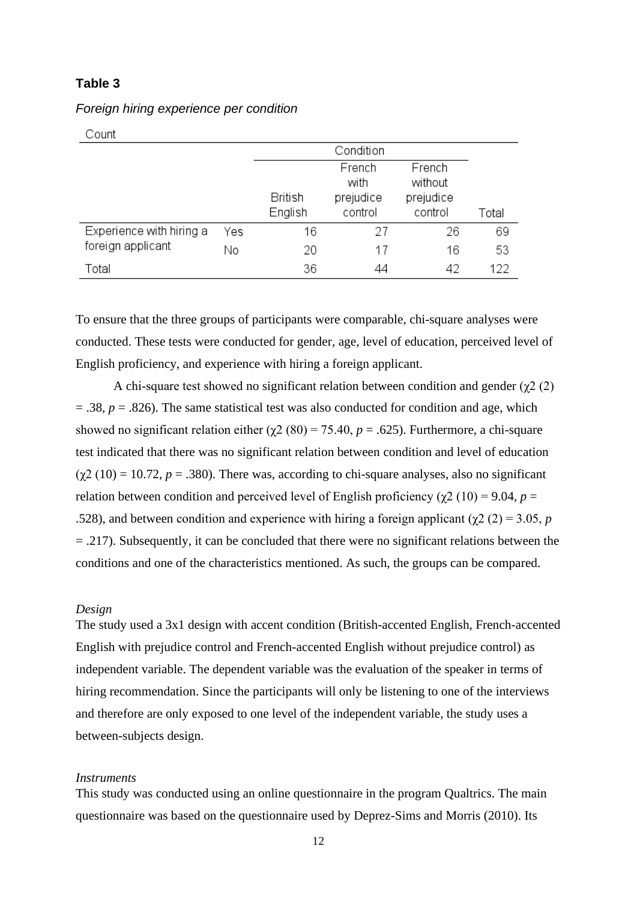**Table 3**

*Foreign hiring experience per condition*

Count

| | | Condition | | | |
|---|---|---|---|---|---|
| | | British English | French with prejudice control | French without prejudice control | Total |
| Experience with hiring a foreign applicant | Yes | 16 | 27 | 26 | 69 |
| | No | 20 | 17 | 16 | 53 |
| Total | | 36 | 44 | 42 | 122 |

To ensure that the three groups of participants were comparable, chi-square analyses were conducted. These tests were conducted for gender, age, level of education, perceived level of English proficiency, and experience with hiring a foreign applicant.

A chi-square test showed no significant relation between condition and gender ($\chi2$ (2) = .38, $p$ = .826). The same statistical test was also conducted for condition and age, which showed no significant relation either ($\chi2$ (80) = 75.40, $p$ = .625). Furthermore, a chi-square test indicated that there was no significant relation between condition and level of education ($\chi2$ (10) = 10.72, $p$ = .380). There was, according to chi-square analyses, also no significant relation between condition and perceived level of English proficiency ($\chi2$ (10) = 9.04, $p$ = .528), and between condition and experience with hiring a foreign applicant ($\chi2$ (2) = 3.05, $p$ = .217). Subsequently, it can be concluded that there were no significant relations between the conditions and one of the characteristics mentioned. As such, the groups can be compared.

*Design*

The study used a 3x1 design with accent condition (British-accented English, French-accented English with prejudice control and French-accented English without prejudice control) as independent variable. The dependent variable was the evaluation of the speaker in terms of hiring recommendation. Since the participants will only be listening to one of the interviews and therefore are only exposed to one level of the independent variable, the study uses a between-subjects design.

*Instruments*

This study was conducted using an online questionnaire in the program Qualtrics. The main questionnaire was based on the questionnaire used by Deprez-Sims and Morris (2010). Its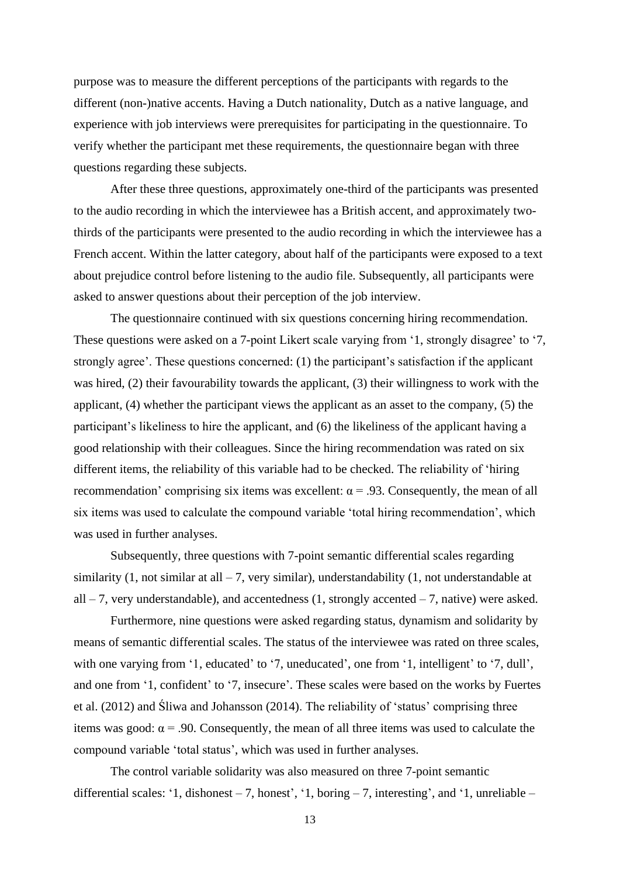purpose was to measure the different perceptions of the participants with regards to the different (non-)native accents. Having a Dutch nationality, Dutch as a native language, and experience with job interviews were prerequisites for participating in the questionnaire. To verify whether the participant met these requirements, the questionnaire began with three questions regarding these subjects.

After these three questions, approximately one-third of the participants was presented to the audio recording in which the interviewee has a British accent, and approximately two-thirds of the participants were presented to the audio recording in which the interviewee has a French accent. Within the latter category, about half of the participants were exposed to a text about prejudice control before listening to the audio file. Subsequently, all participants were asked to answer questions about their perception of the job interview.

The questionnaire continued with six questions concerning hiring recommendation. These questions were asked on a 7-point Likert scale varying from '1, strongly disagree' to '7, strongly agree'. These questions concerned: (1) the participant's satisfaction if the applicant was hired, (2) their favourability towards the applicant, (3) their willingness to work with the applicant, (4) whether the participant views the applicant as an asset to the company, (5) the participant's likeliness to hire the applicant, and (6) the likeliness of the applicant having a good relationship with their colleagues. Since the hiring recommendation was rated on six different items, the reliability of this variable had to be checked. The reliability of 'hiring recommendation' comprising six items was excellent: $\alpha = .93$. Consequently, the mean of all six items was used to calculate the compound variable 'total hiring recommendation', which was used in further analyses.

Subsequently, three questions with 7-point semantic differential scales regarding similarity (1, not similar at all – 7, very similar), understandability (1, not understandable at all – 7, very understandable), and accentedness (1, strongly accented – 7, native) were asked.

Furthermore, nine questions were asked regarding status, dynamism and solidarity by means of semantic differential scales. The status of the interviewee was rated on three scales, with one varying from '1, educated' to '7, uneducated', one from '1, intelligent' to '7, dull', and one from '1, confident' to '7, insecure'. These scales were based on the works by Fuertes et al. (2012) and Śliwa and Johansson (2014). The reliability of 'status' comprising three items was good: $\alpha = .90$. Consequently, the mean of all three items was used to calculate the compound variable 'total status', which was used in further analyses.

The control variable solidarity was also measured on three 7-point semantic differential scales: '1, dishonest – 7, honest', '1, boring – 7, interesting', and '1, unreliable –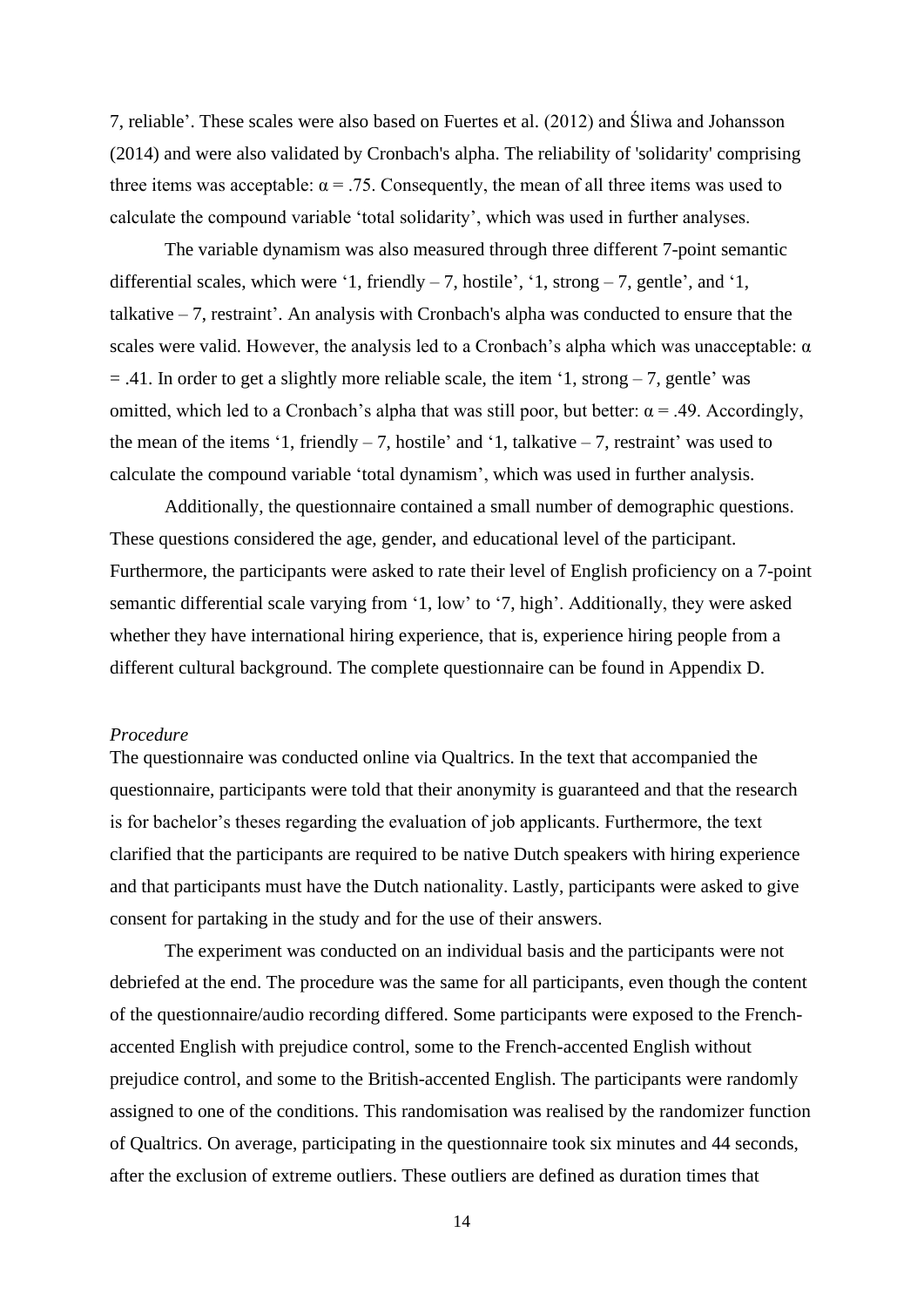7, reliable'. These scales were also based on Fuertes et al. (2012) and Śliwa and Johansson (2014) and were also validated by Cronbach's alpha. The reliability of 'solidarity' comprising three items was acceptable: $\alpha = .75$. Consequently, the mean of all three items was used to calculate the compound variable 'total solidarity', which was used in further analyses.

The variable dynamism was also measured through three different 7-point semantic differential scales, which were '1, friendly – 7, hostile', '1, strong – 7, gentle', and '1, talkative – 7, restraint'. An analysis with Cronbach's alpha was conducted to ensure that the scales were valid. However, the analysis led to a Cronbach's alpha which was unacceptable: $\alpha = .41$. In order to get a slightly more reliable scale, the item '1, strong – 7, gentle' was omitted, which led to a Cronbach's alpha that was still poor, but better: $\alpha = .49$. Accordingly, the mean of the items '1, friendly – 7, hostile' and '1, talkative – 7, restraint' was used to calculate the compound variable 'total dynamism', which was used in further analysis.

Additionally, the questionnaire contained a small number of demographic questions. These questions considered the age, gender, and educational level of the participant. Furthermore, the participants were asked to rate their level of English proficiency on a 7-point semantic differential scale varying from '1, low' to '7, high'. Additionally, they were asked whether they have international hiring experience, that is, experience hiring people from a different cultural background. The complete questionnaire can be found in Appendix D.

*Procedure*

The questionnaire was conducted online via Qualtrics. In the text that accompanied the questionnaire, participants were told that their anonymity is guaranteed and that the research is for bachelor's theses regarding the evaluation of job applicants. Furthermore, the text clarified that the participants are required to be native Dutch speakers with hiring experience and that participants must have the Dutch nationality. Lastly, participants were asked to give consent for partaking in the study and for the use of their answers.

The experiment was conducted on an individual basis and the participants were not debriefed at the end. The procedure was the same for all participants, even though the content of the questionnaire/audio recording differed. Some participants were exposed to the French-accented English with prejudice control, some to the French-accented English without prejudice control, and some to the British-accented English. The participants were randomly assigned to one of the conditions. This randomisation was realised by the randomizer function of Qualtrics. On average, participating in the questionnaire took six minutes and 44 seconds, after the exclusion of extreme outliers. These outliers are defined as duration times that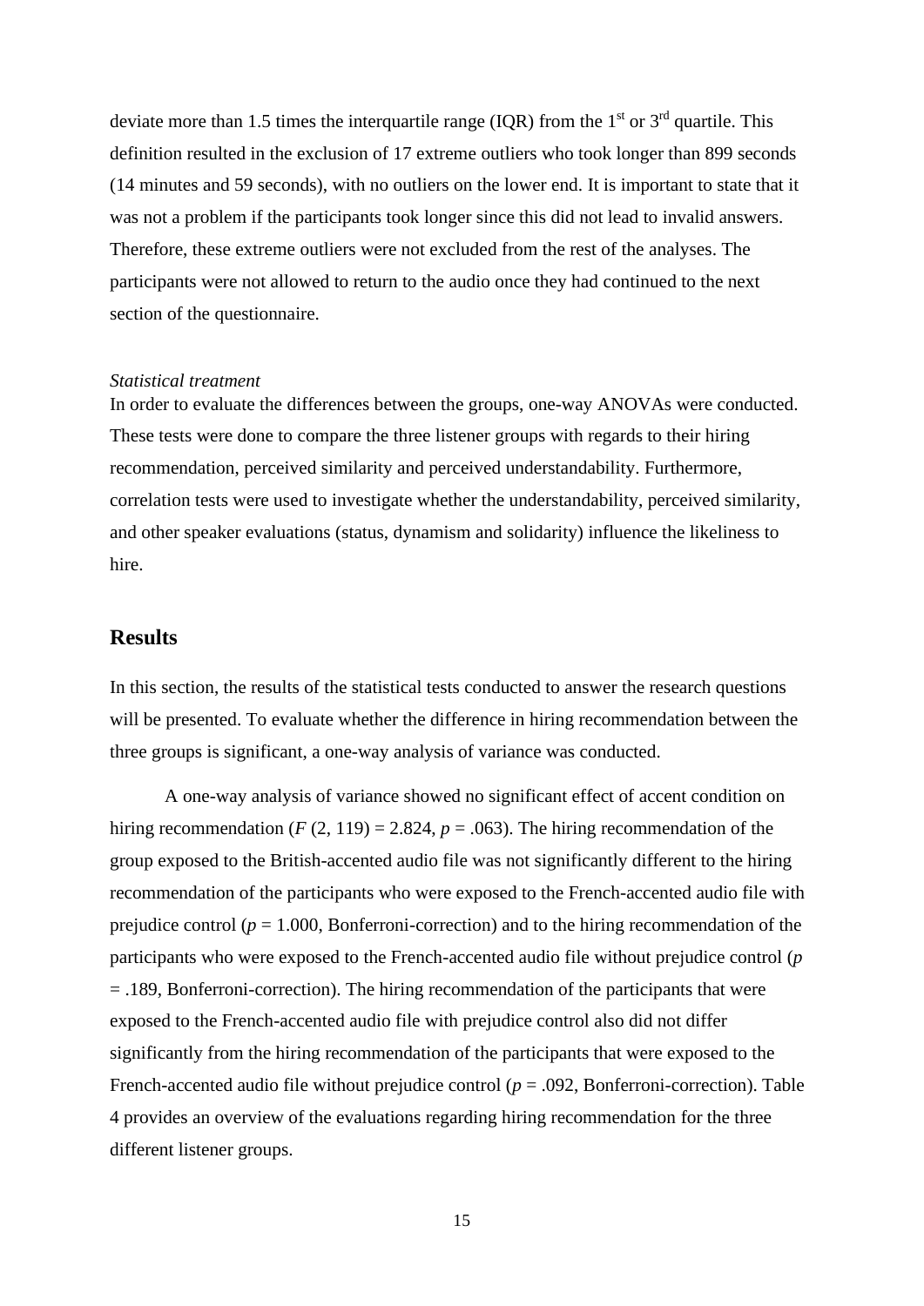deviate more than 1.5 times the interquartile range (IQR) from the 1st or 3rd quartile. This definition resulted in the exclusion of 17 extreme outliers who took longer than 899 seconds (14 minutes and 59 seconds), with no outliers on the lower end. It is important to state that it was not a problem if the participants took longer since this did not lead to invalid answers. Therefore, these extreme outliers were not excluded from the rest of the analyses. The participants were not allowed to return to the audio once they had continued to the next section of the questionnaire.

*Statistical treatment*

In order to evaluate the differences between the groups, one-way ANOVAs were conducted. These tests were done to compare the three listener groups with regards to their hiring recommendation, perceived similarity and perceived understandability. Furthermore, correlation tests were used to investigate whether the understandability, perceived similarity, and other speaker evaluations (status, dynamism and solidarity) influence the likeliness to hire.

## Results

In this section, the results of the statistical tests conducted to answer the research questions will be presented. To evaluate whether the difference in hiring recommendation between the three groups is significant, a one-way analysis of variance was conducted.

A one-way analysis of variance showed no significant effect of accent condition on hiring recommendation ($F$ (2, 119) = 2.824, $p$ = .063). The hiring recommendation of the group exposed to the British-accented audio file was not significantly different to the hiring recommendation of the participants who were exposed to the French-accented audio file with prejudice control ($p$ = 1.000, Bonferroni-correction) and to the hiring recommendation of the participants who were exposed to the French-accented audio file without prejudice control ($p$ = .189, Bonferroni-correction). The hiring recommendation of the participants that were exposed to the French-accented audio file with prejudice control also did not differ significantly from the hiring recommendation of the participants that were exposed to the French-accented audio file without prejudice control ($p$ = .092, Bonferroni-correction). Table 4 provides an overview of the evaluations regarding hiring recommendation for the three different listener groups.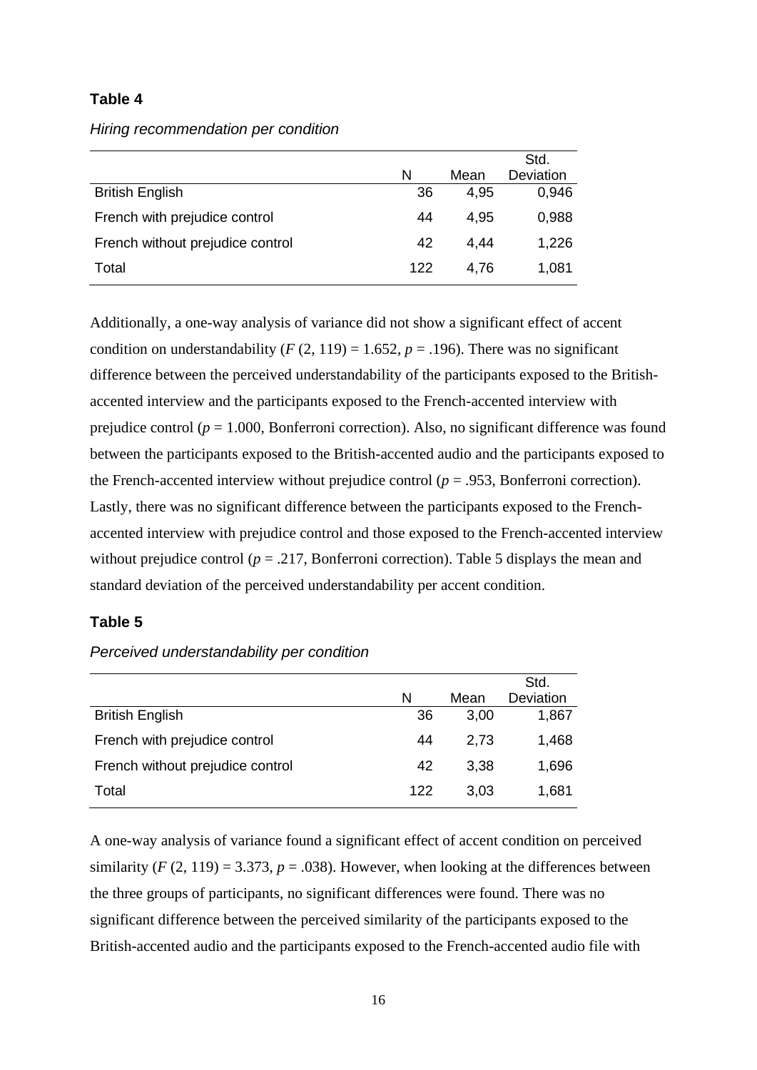**Table 4**

*Hiring recommendation per condition*

| | N | Mean | Std. Deviation |
|---|---|---|---|
| British English | 36 | 4,95 | 0,946 |
| French with prejudice control | 44 | 4,95 | 0,988 |
| French without prejudice control | 42 | 4,44 | 1,226 |
| Total | 122 | 4,76 | 1,081 |

Additionally, a one-way analysis of variance did not show a significant effect of accent condition on understandability ($F$ (2, 119) = 1.652, $p$ = .196). There was no significant difference between the perceived understandability of the participants exposed to the British-accented interview and the participants exposed to the French-accented interview with prejudice control ($p$ = 1.000, Bonferroni correction). Also, no significant difference was found between the participants exposed to the British-accented audio and the participants exposed to the French-accented interview without prejudice control ($p$ = .953, Bonferroni correction). Lastly, there was no significant difference between the participants exposed to the French-accented interview with prejudice control and those exposed to the French-accented interview without prejudice control ($p$ = .217, Bonferroni correction). Table 5 displays the mean and standard deviation of the perceived understandability per accent condition.

**Table 5**

*Perceived understandability per condition*

| | N | Mean | Std. Deviation |
|---|---|---|---|
| British English | 36 | 3,00 | 1,867 |
| French with prejudice control | 44 | 2,73 | 1,468 |
| French without prejudice control | 42 | 3,38 | 1,696 |
| Total | 122 | 3,03 | 1,681 |

A one-way analysis of variance found a significant effect of accent condition on perceived similarity ($F$ (2, 119) = 3.373, $p$ = .038). However, when looking at the differences between the three groups of participants, no significant differences were found. There was no significant difference between the perceived similarity of the participants exposed to the British-accented audio and the participants exposed to the French-accented audio file with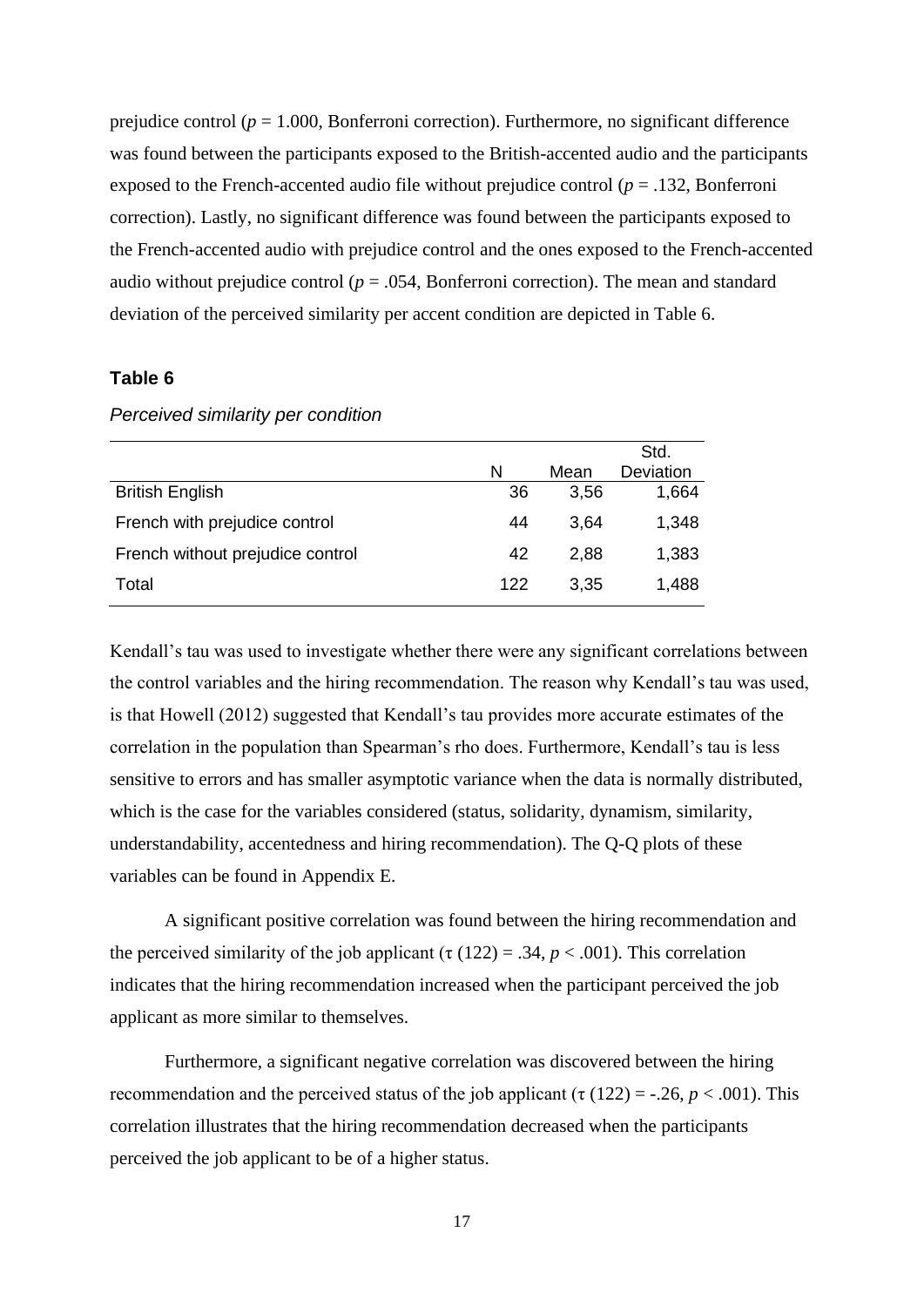prejudice control ($p$ = 1.000, Bonferroni correction). Furthermore, no significant difference was found between the participants exposed to the British-accented audio and the participants exposed to the French-accented audio file without prejudice control ($p$ = .132, Bonferroni correction). Lastly, no significant difference was found between the participants exposed to the French-accented audio with prejudice control and the ones exposed to the French-accented audio without prejudice control ($p$ = .054, Bonferroni correction). The mean and standard deviation of the perceived similarity per accent condition are depicted in Table 6.

**Table 6**

*Perceived similarity per condition*

| | N | Mean | Std. Deviation |
|---|---|---|---|
| British English | 36 | 3,56 | 1,664 |
| French with prejudice control | 44 | 3,64 | 1,348 |
| French without prejudice control | 42 | 2,88 | 1,383 |
| Total | 122 | 3,35 | 1,488 |

Kendall's tau was used to investigate whether there were any significant correlations between the control variables and the hiring recommendation. The reason why Kendall's tau was used, is that Howell (2012) suggested that Kendall's tau provides more accurate estimates of the correlation in the population than Spearman's rho does. Furthermore, Kendall's tau is less sensitive to errors and has smaller asymptotic variance when the data is normally distributed, which is the case for the variables considered (status, solidarity, dynamism, similarity, understandability, accentedness and hiring recommendation). The Q-Q plots of these variables can be found in Appendix E.

A significant positive correlation was found between the hiring recommendation and the perceived similarity of the job applicant ($\tau$ (122) = .34, $p < .001$). This correlation indicates that the hiring recommendation increased when the participant perceived the job applicant as more similar to themselves.

Furthermore, a significant negative correlation was discovered between the hiring recommendation and the perceived status of the job applicant ($\tau$ (122) = -.26, $p < .001$). This correlation illustrates that the hiring recommendation decreased when the participants perceived the job applicant to be of a higher status.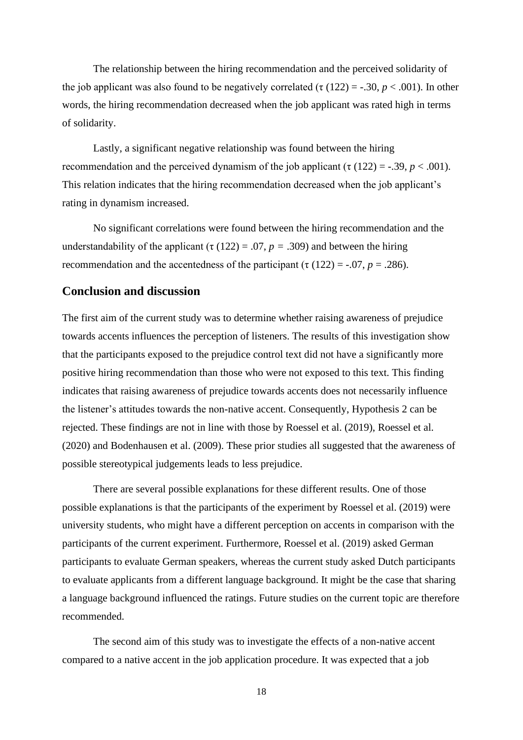The relationship between the hiring recommendation and the perceived solidarity of the job applicant was also found to be negatively correlated ($\tau$ (122) = -.30, $p$ < .001). In other words, the hiring recommendation decreased when the job applicant was rated high in terms of solidarity.

Lastly, a significant negative relationship was found between the hiring recommendation and the perceived dynamism of the job applicant ($\tau$ (122) = -.39, $p$ < .001). This relation indicates that the hiring recommendation decreased when the job applicant's rating in dynamism increased.

No significant correlations were found between the hiring recommendation and the understandability of the applicant ($\tau$ (122) = .07, $p$ = .309) and between the hiring recommendation and the accentedness of the participant ($\tau$ (122) = -.07, $p$ = .286).

## Conclusion and discussion

The first aim of the current study was to determine whether raising awareness of prejudice towards accents influences the perception of listeners. The results of this investigation show that the participants exposed to the prejudice control text did not have a significantly more positive hiring recommendation than those who were not exposed to this text. This finding indicates that raising awareness of prejudice towards accents does not necessarily influence the listener's attitudes towards the non-native accent. Consequently, Hypothesis 2 can be rejected. These findings are not in line with those by Roessel et al. (2019), Roessel et al. (2020) and Bodenhausen et al. (2009). These prior studies all suggested that the awareness of possible stereotypical judgements leads to less prejudice.

There are several possible explanations for these different results. One of those possible explanations is that the participants of the experiment by Roessel et al. (2019) were university students, who might have a different perception on accents in comparison with the participants of the current experiment. Furthermore, Roessel et al. (2019) asked German participants to evaluate German speakers, whereas the current study asked Dutch participants to evaluate applicants from a different language background. It might be the case that sharing a language background influenced the ratings. Future studies on the current topic are therefore recommended.

The second aim of this study was to investigate the effects of a non-native accent compared to a native accent in the job application procedure. It was expected that a job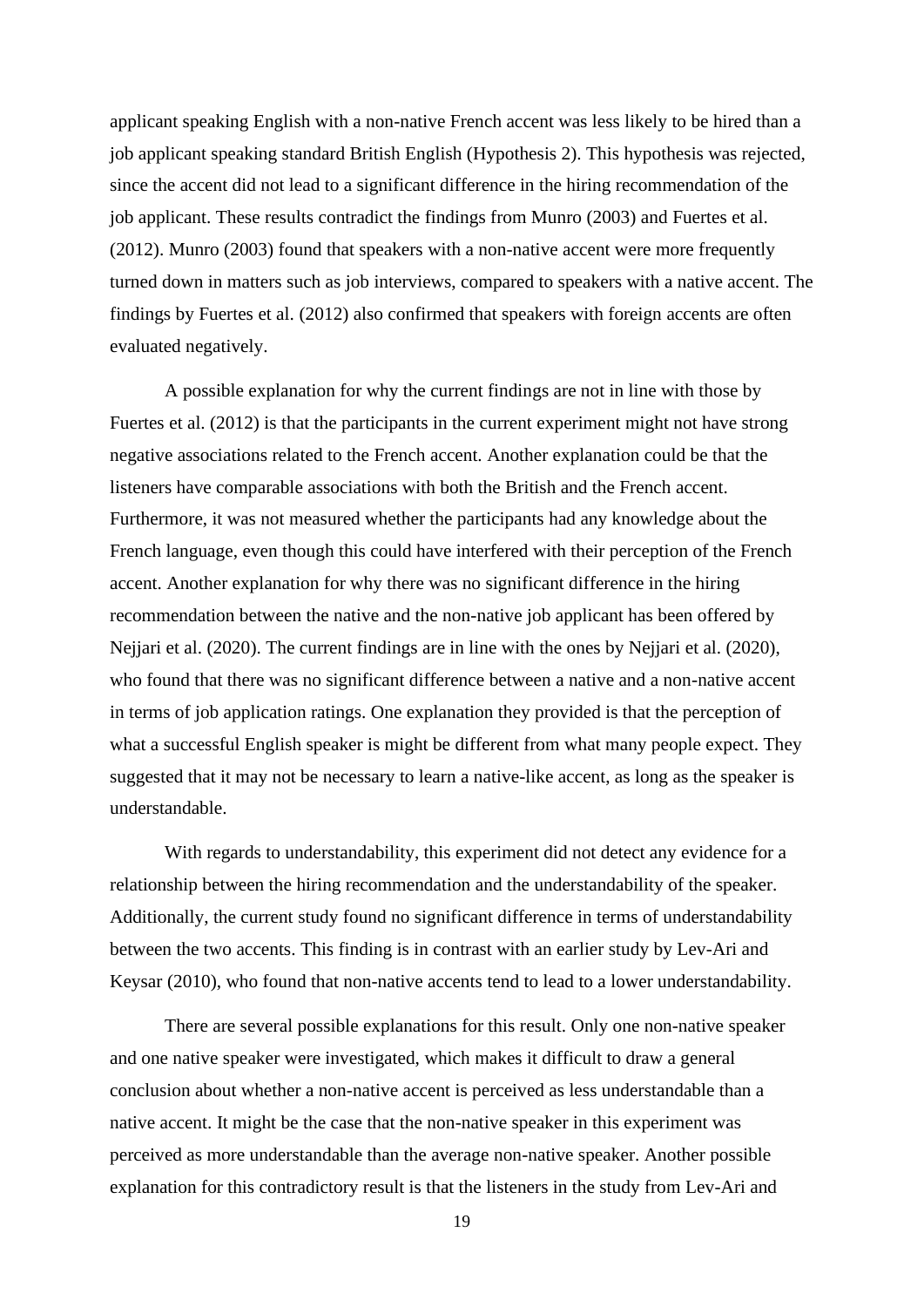applicant speaking English with a non-native French accent was less likely to be hired than a job applicant speaking standard British English (Hypothesis 2). This hypothesis was rejected, since the accent did not lead to a significant difference in the hiring recommendation of the job applicant. These results contradict the findings from Munro (2003) and Fuertes et al. (2012). Munro (2003) found that speakers with a non-native accent were more frequently turned down in matters such as job interviews, compared to speakers with a native accent. The findings by Fuertes et al. (2012) also confirmed that speakers with foreign accents are often evaluated negatively.

A possible explanation for why the current findings are not in line with those by Fuertes et al. (2012) is that the participants in the current experiment might not have strong negative associations related to the French accent. Another explanation could be that the listeners have comparable associations with both the British and the French accent. Furthermore, it was not measured whether the participants had any knowledge about the French language, even though this could have interfered with their perception of the French accent. Another explanation for why there was no significant difference in the hiring recommendation between the native and the non-native job applicant has been offered by Nejjari et al. (2020). The current findings are in line with the ones by Nejjari et al. (2020), who found that there was no significant difference between a native and a non-native accent in terms of job application ratings. One explanation they provided is that the perception of what a successful English speaker is might be different from what many people expect. They suggested that it may not be necessary to learn a native-like accent, as long as the speaker is understandable.

With regards to understandability, this experiment did not detect any evidence for a relationship between the hiring recommendation and the understandability of the speaker. Additionally, the current study found no significant difference in terms of understandability between the two accents. This finding is in contrast with an earlier study by Lev-Ari and Keysar (2010), who found that non-native accents tend to lead to a lower understandability.

There are several possible explanations for this result. Only one non-native speaker and one native speaker were investigated, which makes it difficult to draw a general conclusion about whether a non-native accent is perceived as less understandable than a native accent. It might be the case that the non-native speaker in this experiment was perceived as more understandable than the average non-native speaker. Another possible explanation for this contradictory result is that the listeners in the study from Lev-Ari and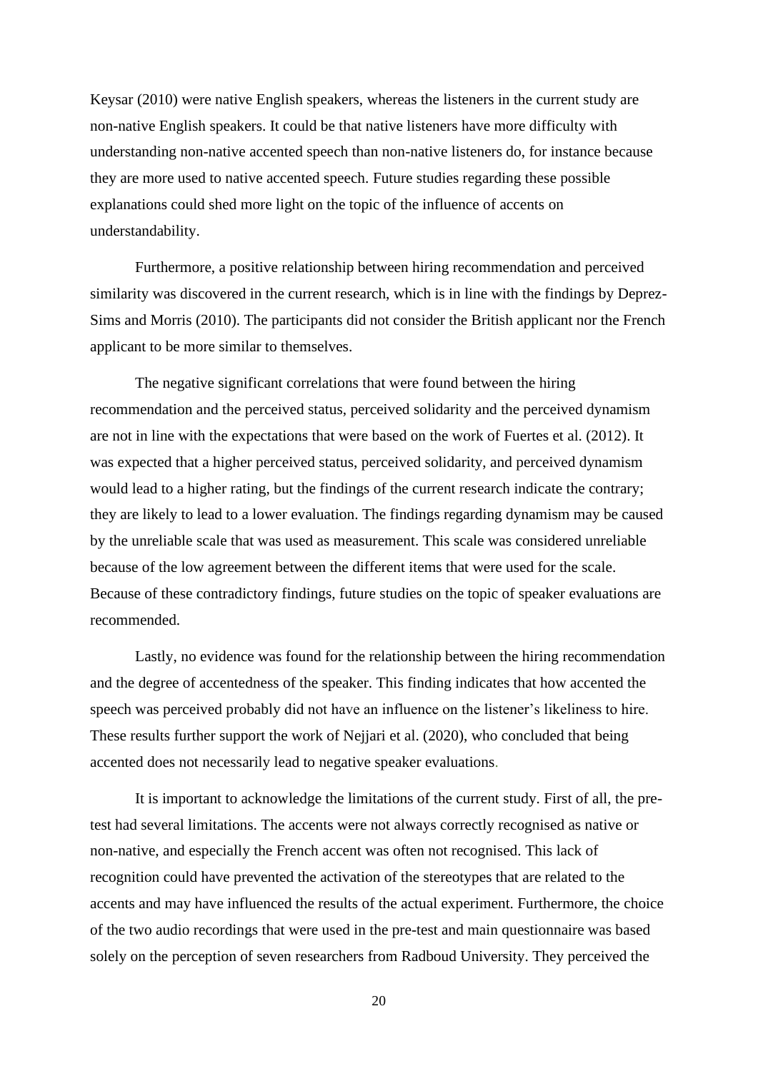Keysar (2010) were native English speakers, whereas the listeners in the current study are non-native English speakers. It could be that native listeners have more difficulty with understanding non-native accented speech than non-native listeners do, for instance because they are more used to native accented speech. Future studies regarding these possible explanations could shed more light on the topic of the influence of accents on understandability.

Furthermore, a positive relationship between hiring recommendation and perceived similarity was discovered in the current research, which is in line with the findings by Deprez-Sims and Morris (2010). The participants did not consider the British applicant nor the French applicant to be more similar to themselves.

The negative significant correlations that were found between the hiring recommendation and the perceived status, perceived solidarity and the perceived dynamism are not in line with the expectations that were based on the work of Fuertes et al. (2012). It was expected that a higher perceived status, perceived solidarity, and perceived dynamism would lead to a higher rating, but the findings of the current research indicate the contrary; they are likely to lead to a lower evaluation. The findings regarding dynamism may be caused by the unreliable scale that was used as measurement. This scale was considered unreliable because of the low agreement between the different items that were used for the scale. Because of these contradictory findings, future studies on the topic of speaker evaluations are recommended.

Lastly, no evidence was found for the relationship between the hiring recommendation and the degree of accentedness of the speaker. This finding indicates that how accented the speech was perceived probably did not have an influence on the listener's likeliness to hire. These results further support the work of Nejjari et al. (2020), who concluded that being accented does not necessarily lead to negative speaker evaluations.

It is important to acknowledge the limitations of the current study. First of all, the pre-test had several limitations. The accents were not always correctly recognised as native or non-native, and especially the French accent was often not recognised. This lack of recognition could have prevented the activation of the stereotypes that are related to the accents and may have influenced the results of the actual experiment. Furthermore, the choice of the two audio recordings that were used in the pre-test and main questionnaire was based solely on the perception of seven researchers from Radboud University. They perceived the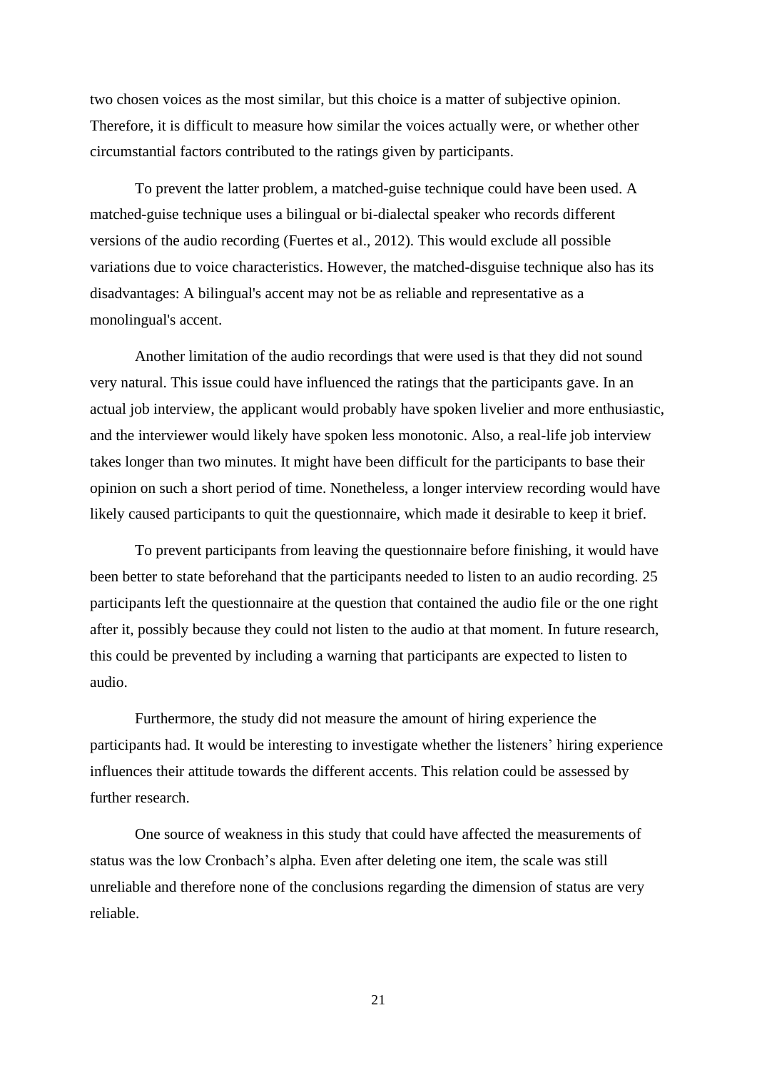two chosen voices as the most similar, but this choice is a matter of subjective opinion. Therefore, it is difficult to measure how similar the voices actually were, or whether other circumstantial factors contributed to the ratings given by participants.

To prevent the latter problem, a matched-guise technique could have been used. A matched-guise technique uses a bilingual or bi-dialectal speaker who records different versions of the audio recording (Fuertes et al., 2012). This would exclude all possible variations due to voice characteristics. However, the matched-disguise technique also has its disadvantages: A bilingual's accent may not be as reliable and representative as a monolingual's accent.

Another limitation of the audio recordings that were used is that they did not sound very natural. This issue could have influenced the ratings that the participants gave. In an actual job interview, the applicant would probably have spoken livelier and more enthusiastic, and the interviewer would likely have spoken less monotonic. Also, a real-life job interview takes longer than two minutes. It might have been difficult for the participants to base their opinion on such a short period of time. Nonetheless, a longer interview recording would have likely caused participants to quit the questionnaire, which made it desirable to keep it brief.

To prevent participants from leaving the questionnaire before finishing, it would have been better to state beforehand that the participants needed to listen to an audio recording. 25 participants left the questionnaire at the question that contained the audio file or the one right after it, possibly because they could not listen to the audio at that moment. In future research, this could be prevented by including a warning that participants are expected to listen to audio.

Furthermore, the study did not measure the amount of hiring experience the participants had. It would be interesting to investigate whether the listeners' hiring experience influences their attitude towards the different accents. This relation could be assessed by further research.

One source of weakness in this study that could have affected the measurements of status was the low Cronbach's alpha. Even after deleting one item, the scale was still unreliable and therefore none of the conclusions regarding the dimension of status are very reliable.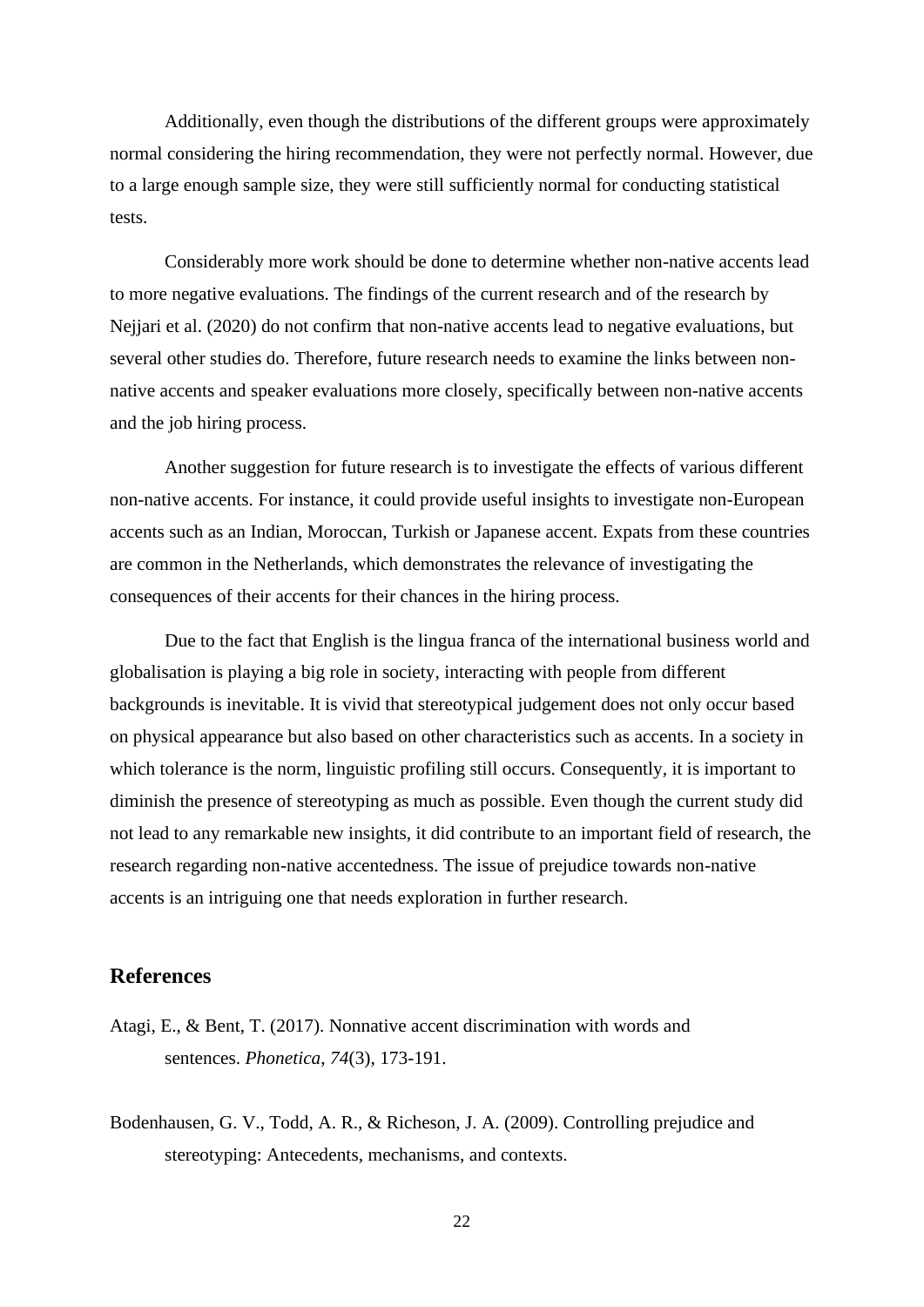Additionally, even though the distributions of the different groups were approximately normal considering the hiring recommendation, they were not perfectly normal. However, due to a large enough sample size, they were still sufficiently normal for conducting statistical tests.

Considerably more work should be done to determine whether non-native accents lead to more negative evaluations. The findings of the current research and of the research by Nejjari et al. (2020) do not confirm that non-native accents lead to negative evaluations, but several other studies do. Therefore, future research needs to examine the links between non-native accents and speaker evaluations more closely, specifically between non-native accents and the job hiring process.

Another suggestion for future research is to investigate the effects of various different non-native accents. For instance, it could provide useful insights to investigate non-European accents such as an Indian, Moroccan, Turkish or Japanese accent. Expats from these countries are common in the Netherlands, which demonstrates the relevance of investigating the consequences of their accents for their chances in the hiring process.

Due to the fact that English is the lingua franca of the international business world and globalisation is playing a big role in society, interacting with people from different backgrounds is inevitable. It is vivid that stereotypical judgement does not only occur based on physical appearance but also based on other characteristics such as accents. In a society in which tolerance is the norm, linguistic profiling still occurs. Consequently, it is important to diminish the presence of stereotyping as much as possible. Even though the current study did not lead to any remarkable new insights, it did contribute to an important field of research, the research regarding non-native accentedness. The issue of prejudice towards non-native accents is an intriguing one that needs exploration in further research.

## References

Atagi, E., & Bent, T. (2017). Nonnative accent discrimination with words and sentences. *Phonetica*, *74*(3), 173-191.

Bodenhausen, G. V., Todd, A. R., & Richeson, J. A. (2009). Controlling prejudice and stereotyping: Antecedents, mechanisms, and contexts.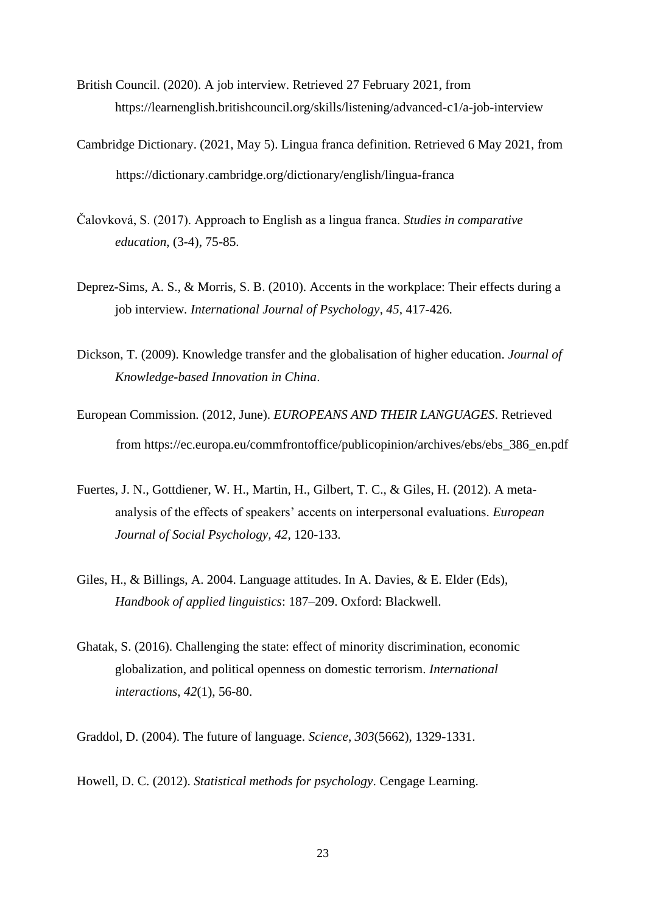British Council. (2020). A job interview. Retrieved 27 February 2021, from https://learnenglish.britishcouncil.org/skills/listening/advanced-c1/a-job-interview

Cambridge Dictionary. (2021, May 5). Lingua franca definition. Retrieved 6 May 2021, from https://dictionary.cambridge.org/dictionary/english/lingua-franca

Čalovková, S. (2017). Approach to English as a lingua franca. *Studies in comparative education*, (3-4), 75-85.

Deprez-Sims, A. S., & Morris, S. B. (2010). Accents in the workplace: Their effects during a job interview. *International Journal of Psychology*, *45*, 417-426.

Dickson, T. (2009). Knowledge transfer and the globalisation of higher education. *Journal of Knowledge-based Innovation in China*.

European Commission. (2012, June). *EUROPEANS AND THEIR LANGUAGES*. Retrieved from https://ec.europa.eu/commfrontoffice/publicopinion/archives/ebs/ebs_386_en.pdf

Fuertes, J. N., Gottdiener, W. H., Martin, H., Gilbert, T. C., & Giles, H. (2012). A meta-analysis of the effects of speakers' accents on interpersonal evaluations. *European Journal of Social Psychology*, *42*, 120-133.

Giles, H., & Billings, A. 2004. Language attitudes. In A. Davies, & E. Elder (Eds), *Handbook of applied linguistics*: 187–209. Oxford: Blackwell.

Ghatak, S. (2016). Challenging the state: effect of minority discrimination, economic globalization, and political openness on domestic terrorism. *International interactions*, *42*(1), 56-80.

Graddol, D. (2004). The future of language. *Science*, *303*(5662), 1329-1331.

Howell, D. C. (2012). *Statistical methods for psychology*. Cengage Learning.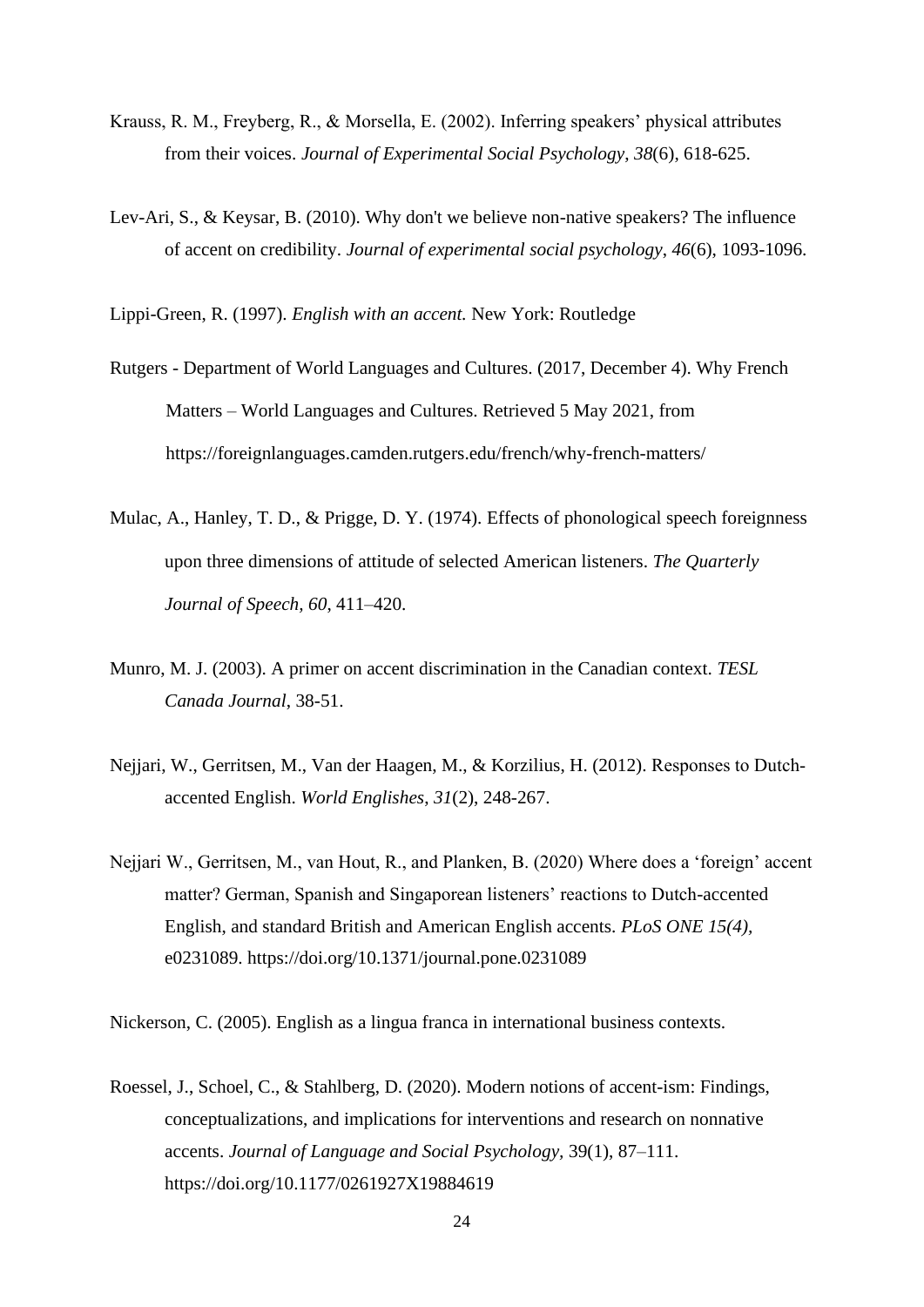Krauss, R. M., Freyberg, R., & Morsella, E. (2002). Inferring speakers' physical attributes from their voices. *Journal of Experimental Social Psychology, 38*(6), 618-625.

Lev-Ari, S., & Keysar, B. (2010). Why don't we believe non-native speakers? The influence of accent on credibility. *Journal of experimental social psychology*, *46*(6), 1093-1096.

Lippi-Green, R. (1997). *English with an accent.* New York: Routledge

Rutgers - Department of World Languages and Cultures. (2017, December 4). Why French Matters – World Languages and Cultures. Retrieved 5 May 2021, from https://foreignlanguages.camden.rutgers.edu/french/why-french-matters/

Mulac, A., Hanley, T. D., & Prigge, D. Y. (1974). Effects of phonological speech foreignness upon three dimensions of attitude of selected American listeners. *The Quarterly Journal of Speech, 60*, 411–420.

Munro, M. J. (2003). A primer on accent discrimination in the Canadian context. *TESL Canada Journal*, 38-51.

Nejjari, W., Gerritsen, M., Van der Haagen, M., & Korzilius, H. (2012). Responses to Dutch-accented English. *World Englishes*, *31*(2), 248-267.

Nejjari W., Gerritsen, M., van Hout, R., and Planken, B. (2020) Where does a 'foreign' accent matter? German, Spanish and Singaporean listeners' reactions to Dutch-accented English, and standard British and American English accents. *PLoS ONE 15(4),* e0231089. https://doi.org/10.1371/journal.pone.0231089

Nickerson, C. (2005). English as a lingua franca in international business contexts.

Roessel, J., Schoel, C., & Stahlberg, D. (2020). Modern notions of accent-ism: Findings, conceptualizations, and implications for interventions and research on nonnative accents. *Journal of Language and Social Psychology,* 39(1), 87–111. https://doi.org/10.1177/0261927X19884619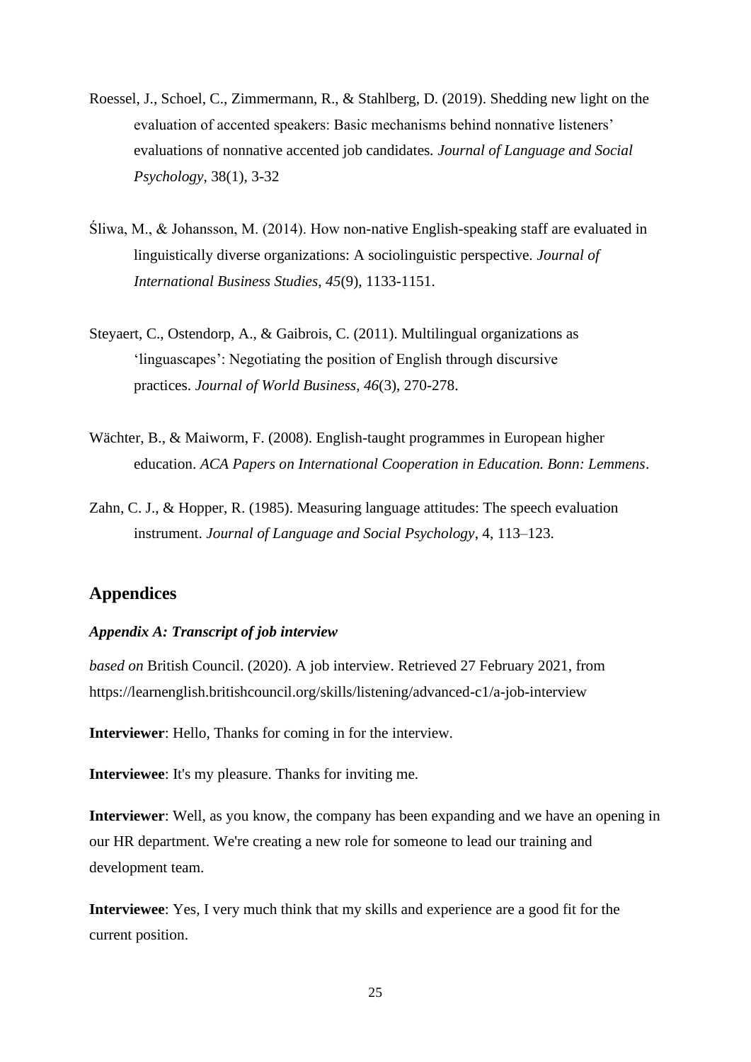Roessel, J., Schoel, C., Zimmermann, R., & Stahlberg, D. (2019). Shedding new light on the evaluation of accented speakers: Basic mechanisms behind nonnative listeners' evaluations of nonnative accented job candidates. *Journal of Language and Social Psychology*, 38(1), 3-32

Śliwa, M., & Johansson, M. (2014). How non-native English-speaking staff are evaluated in linguistically diverse organizations: A sociolinguistic perspective. *Journal of International Business Studies*, *45*(9), 1133-1151.

Steyaert, C., Ostendorp, A., & Gaibrois, C. (2011). Multilingual organizations as 'linguascapes': Negotiating the position of English through discursive practices. *Journal of World Business*, *46*(3), 270-278.

Wächter, B., & Maiworm, F. (2008). English-taught programmes in European higher education. *ACA Papers on International Cooperation in Education. Bonn: Lemmens*.

Zahn, C. J., & Hopper, R. (1985). Measuring language attitudes: The speech evaluation instrument. *Journal of Language and Social Psychology*, 4, 113–123.

## Appendices

### *Appendix A: Transcript of job interview*

*based on* British Council. (2020). A job interview. Retrieved 27 February 2021, from https://learnenglish.britishcouncil.org/skills/listening/advanced-c1/a-job-interview

**Interviewer**: Hello, Thanks for coming in for the interview.

**Interviewee**: It's my pleasure. Thanks for inviting me.

**Interviewer**: Well, as you know, the company has been expanding and we have an opening in our HR department. We're creating a new role for someone to lead our training and development team.

**Interviewee**: Yes, I very much think that my skills and experience are a good fit for the current position.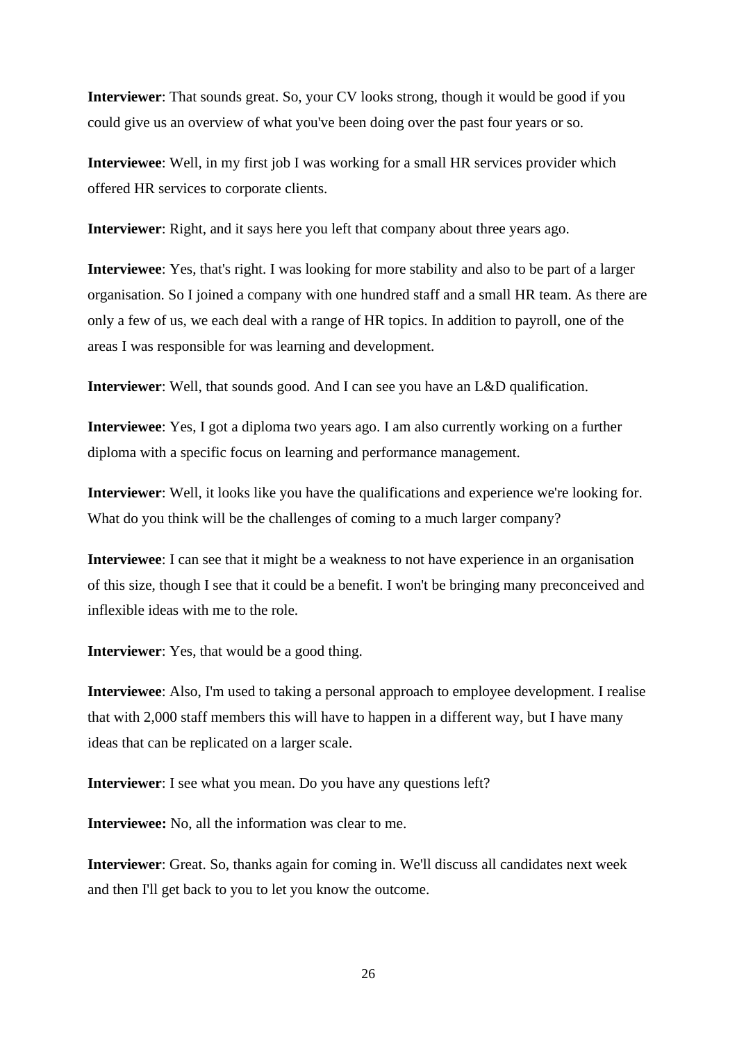**Interviewer**: That sounds great. So, your CV looks strong, though it would be good if you could give us an overview of what you've been doing over the past four years or so.

**Interviewee**: Well, in my first job I was working for a small HR services provider which offered HR services to corporate clients.

**Interviewer**: Right, and it says here you left that company about three years ago.

**Interviewee**: Yes, that's right. I was looking for more stability and also to be part of a larger organisation. So I joined a company with one hundred staff and a small HR team. As there are only a few of us, we each deal with a range of HR topics. In addition to payroll, one of the areas I was responsible for was learning and development.

**Interviewer**: Well, that sounds good. And I can see you have an L&D qualification.

**Interviewee**: Yes, I got a diploma two years ago. I am also currently working on a further diploma with a specific focus on learning and performance management.

**Interviewer**: Well, it looks like you have the qualifications and experience we're looking for. What do you think will be the challenges of coming to a much larger company?

**Interviewee**: I can see that it might be a weakness to not have experience in an organisation of this size, though I see that it could be a benefit. I won't be bringing many preconceived and inflexible ideas with me to the role.

**Interviewer**: Yes, that would be a good thing.

**Interviewee**: Also, I'm used to taking a personal approach to employee development. I realise that with 2,000 staff members this will have to happen in a different way, but I have many ideas that can be replicated on a larger scale.

**Interviewer**: I see what you mean. Do you have any questions left?

**Interviewee:** No, all the information was clear to me.

**Interviewer**: Great. So, thanks again for coming in. We'll discuss all candidates next week and then I'll get back to you to let you know the outcome.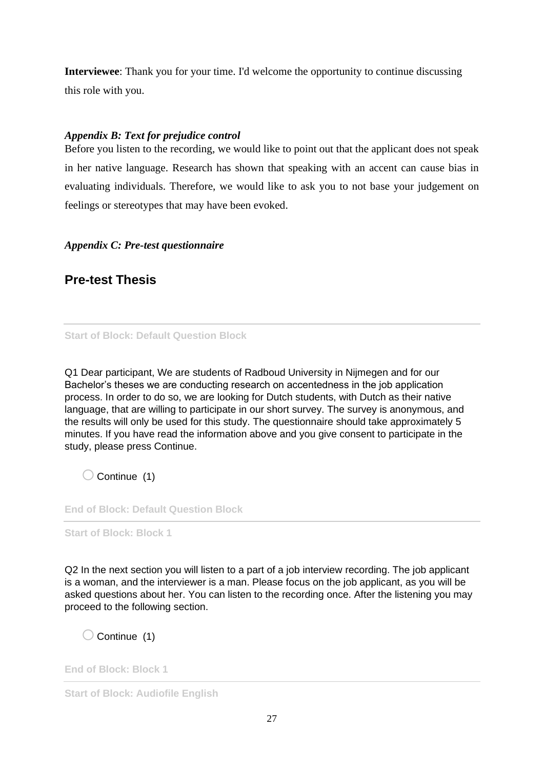**Interviewee**: Thank you for your time. I'd welcome the opportunity to continue discussing this role with you.

***Appendix B: Text for prejudice control***

Before you listen to the recording, we would like to point out that the applicant does not speak in her native language. Research has shown that speaking with an accent can cause bias in evaluating individuals. Therefore, we would like to ask you to not base your judgement on feelings or stereotypes that may have been evoked.

***Appendix C: Pre-test questionnaire***

## Pre-test Thesis

---

Start of Block: Default Question Block

Q1 Dear participant, We are students of Radboud University in Nijmegen and for our Bachelor's theses we are conducting research on accentedness in the job application process. In order to do so, we are looking for Dutch students, with Dutch as their native language, that are willing to participate in our short survey. The survey is anonymous, and the results will only be used for this study. The questionnaire should take approximately 5 minutes. If you have read the information above and you give consent to participate in the study, please press Continue.

◯ Continue (1)

End of Block: Default Question Block

---

Start of Block: Block 1

Q2 In the next section you will listen to a part of a job interview recording. The job applicant is a woman, and the interviewer is a man. Please focus on the job applicant, as you will be asked questions about her. You can listen to the recording once. After the listening you may proceed to the following section.

◯ Continue (1)

End of Block: Block 1

---

Start of Block: Audiofile English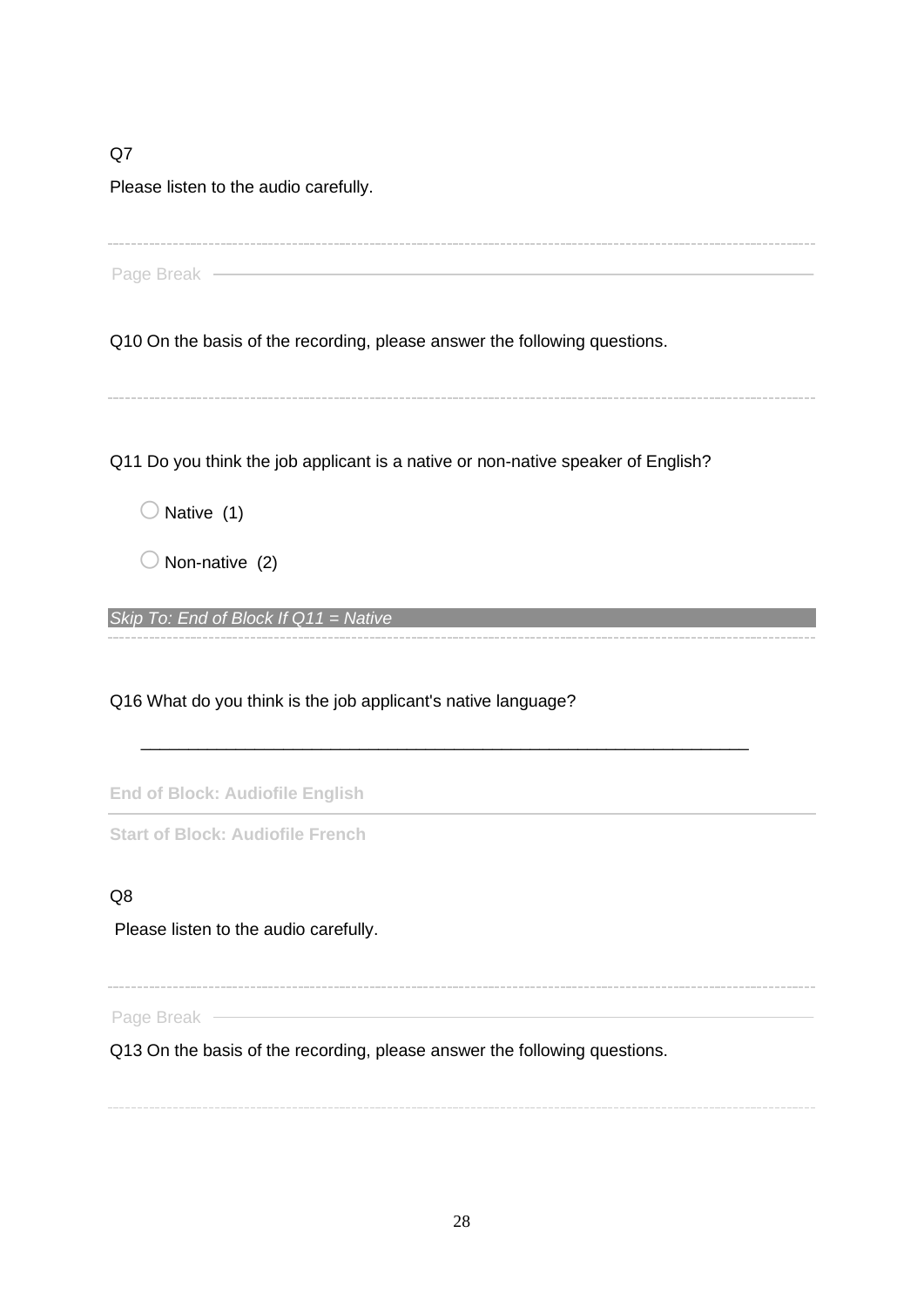Q7

Please listen to the audio carefully.

---

Page Break

Q10 On the basis of the recording, please answer the following questions.

---

Q11 Do you think the job applicant is a native or non-native speaker of English?

- Native (1)
- Non-native (2)

*Skip To: End of Block If Q11 = Native*

---

Q16 What do you think is the job applicant's native language?

________________________________________________________________

**End of Block: Audiofile English**

**Start of Block: Audiofile French**

Q8

Please listen to the audio carefully.

---

Page Break

Q13 On the basis of the recording, please answer the following questions.

---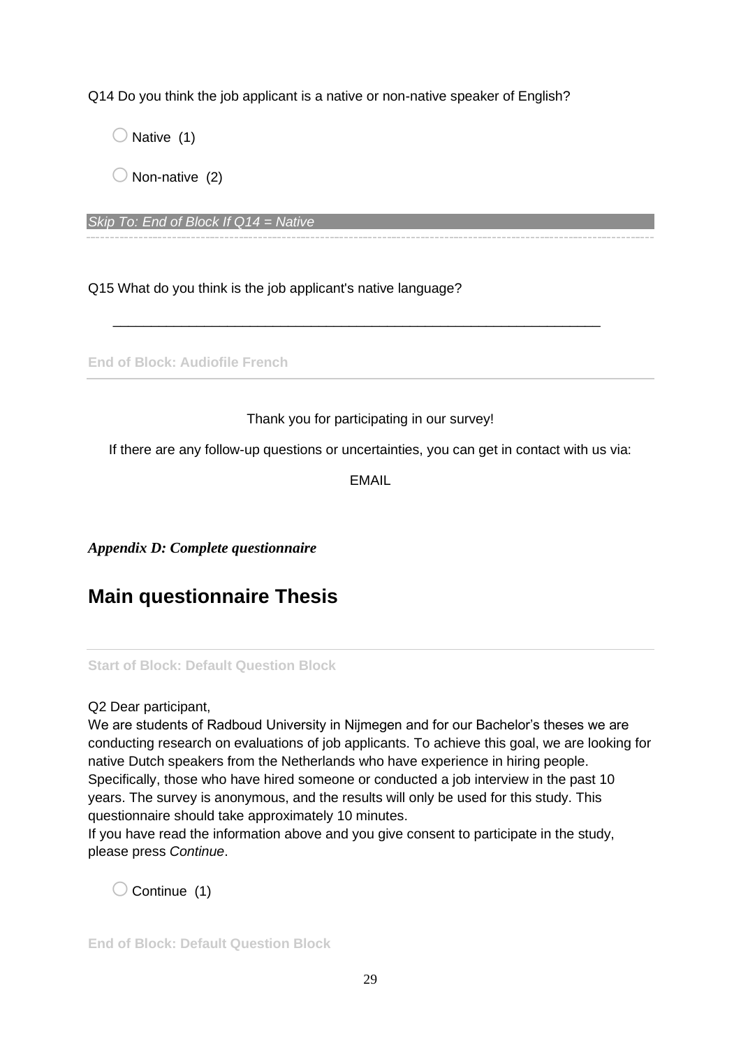Q14 Do you think the job applicant is a native or non-native speaker of English?

○ Native (1)

○ Non-native (2)

*Skip To: End of Block If Q14 = Native*

Q15 What do you think is the job applicant's native language?

________________________________________________________________

**End of Block: Audiofile French**

Thank you for participating in our survey!

If there are any follow-up questions or uncertainties, you can get in contact with us via:

EMAIL

***Appendix D: Complete questionnaire***

# Main questionnaire Thesis

**Start of Block: Default Question Block**

Q2 Dear participant,
We are students of Radboud University in Nijmegen and for our Bachelor's theses we are conducting research on evaluations of job applicants. To achieve this goal, we are looking for native Dutch speakers from the Netherlands who have experience in hiring people. Specifically, those who have hired someone or conducted a job interview in the past 10 years. The survey is anonymous, and the results will only be used for this study. This questionnaire should take approximately 10 minutes.
If you have read the information above and you give consent to participate in the study, please press *Continue*.

○ Continue (1)

**End of Block: Default Question Block**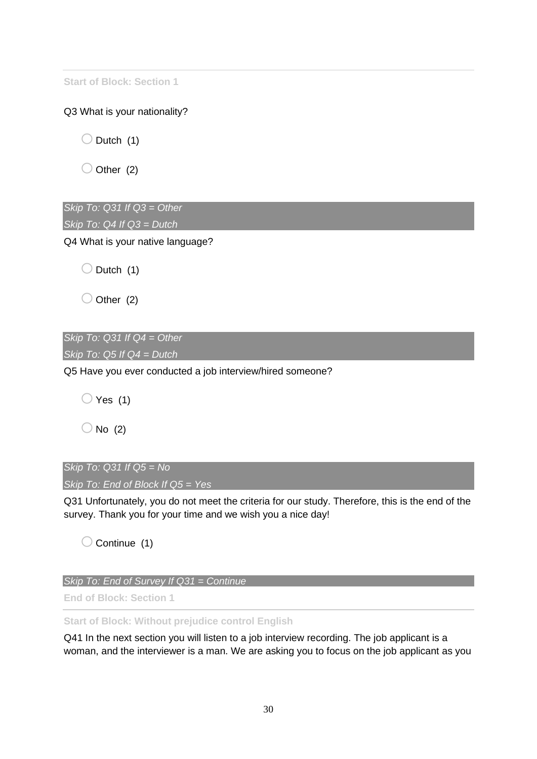**Start of Block: Section 1**

Q3 What is your nationality?

○ Dutch (1)

○ Other (2)

*Skip To: Q31 If Q3 = Other*
*Skip To: Q4 If Q3 = Dutch*

Q4 What is your native language?

○ Dutch (1)

○ Other (2)

*Skip To: Q31 If Q4 = Other*
*Skip To: Q5 If Q4 = Dutch*

Q5 Have you ever conducted a job interview/hired someone?

○ Yes (1)

○ No (2)

*Skip To: Q31 If Q5 = No*
*Skip To: End of Block If Q5 = Yes*

Q31 Unfortunately, you do not meet the criteria for our study. Therefore, this is the end of the survey. Thank you for your time and we wish you a nice day!

○ Continue (1)

*Skip To: End of Survey If Q31 = Continue*

**End of Block: Section 1**

**Start of Block: Without prejudice control English**

Q41 In the next section you will listen to a job interview recording. The job applicant is a woman, and the interviewer is a man. We are asking you to focus on the job applicant as you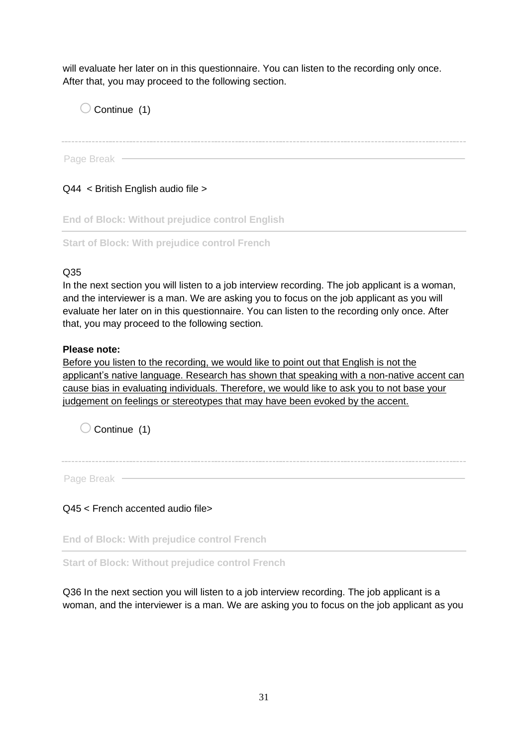will evaluate her later on in this questionnaire. You can listen to the recording only once. After that, you may proceed to the following section.

◯ Continue (1)

---

Page Break

Q44 < British English audio file >

**End of Block: Without prejudice control English**

**Start of Block: With prejudice control French**

Q35
In the next section you will listen to a job interview recording. The job applicant is a woman, and the interviewer is a man. We are asking you to focus on the job applicant as you will evaluate her later on in this questionnaire. You can listen to the recording only once. After that, you may proceed to the following section.

**Please note:**
<u>Before you listen to the recording, we would like to point out that English is not the applicant's native language. Research has shown that speaking with a non-native accent can cause bias in evaluating individuals. Therefore, we would like to ask you to not base your judgement on feelings or stereotypes that may have been evoked by the accent.</u>

◯ Continue (1)

---

Page Break

Q45 < French accented audio file>

**End of Block: With prejudice control French**

**Start of Block: Without prejudice control French**

Q36 In the next section you will listen to a job interview recording. The job applicant is a woman, and the interviewer is a man. We are asking you to focus on the job applicant as you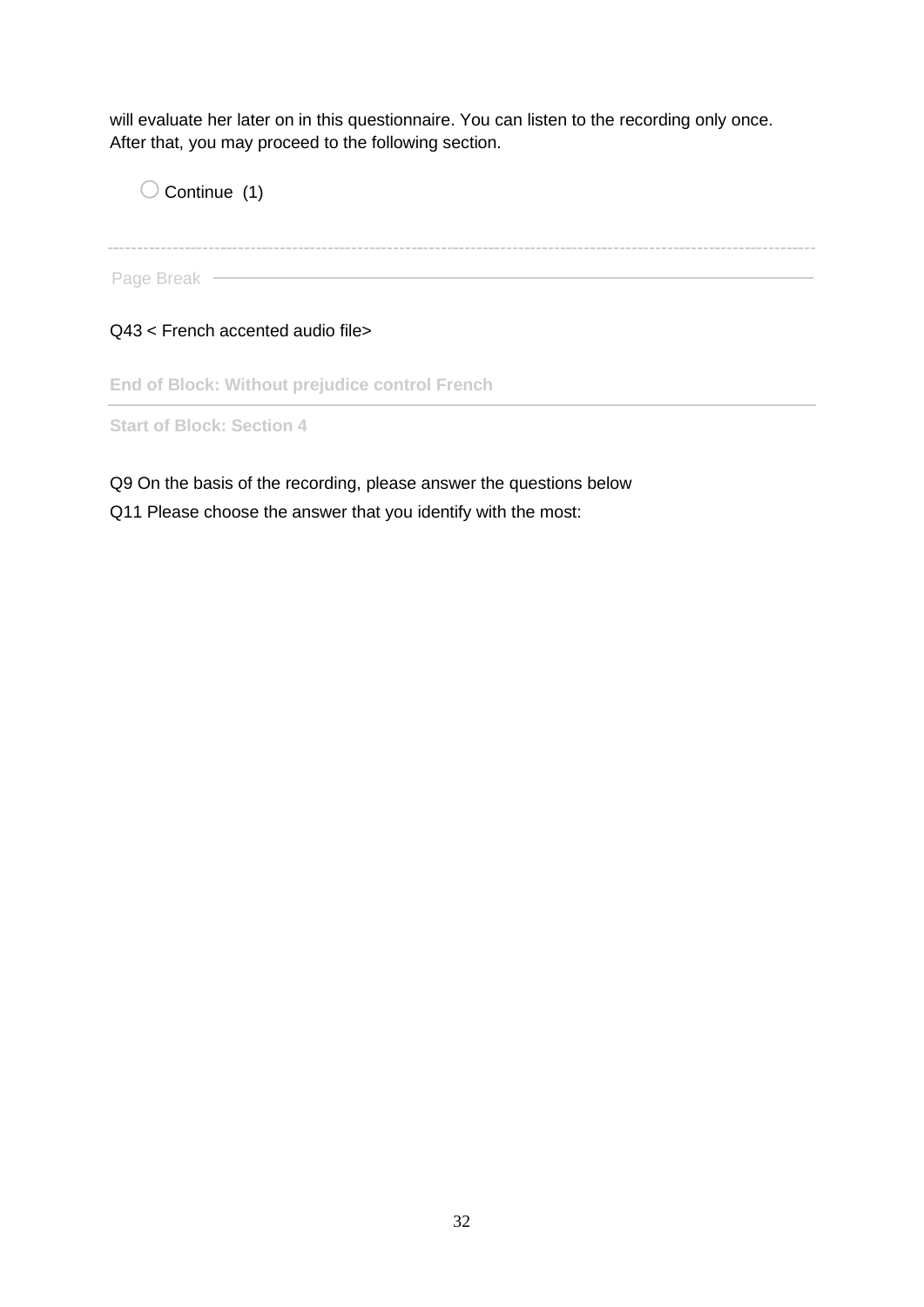will evaluate her later on in this questionnaire. You can listen to the recording only once. After that, you may proceed to the following section.

○ Continue (1)

---

Page Break

Q43 < French accented audio file>

**End of Block: Without prejudice control French**

**Start of Block: Section 4**

Q9 On the basis of the recording, please answer the questions below

Q11 Please choose the answer that you identify with the most: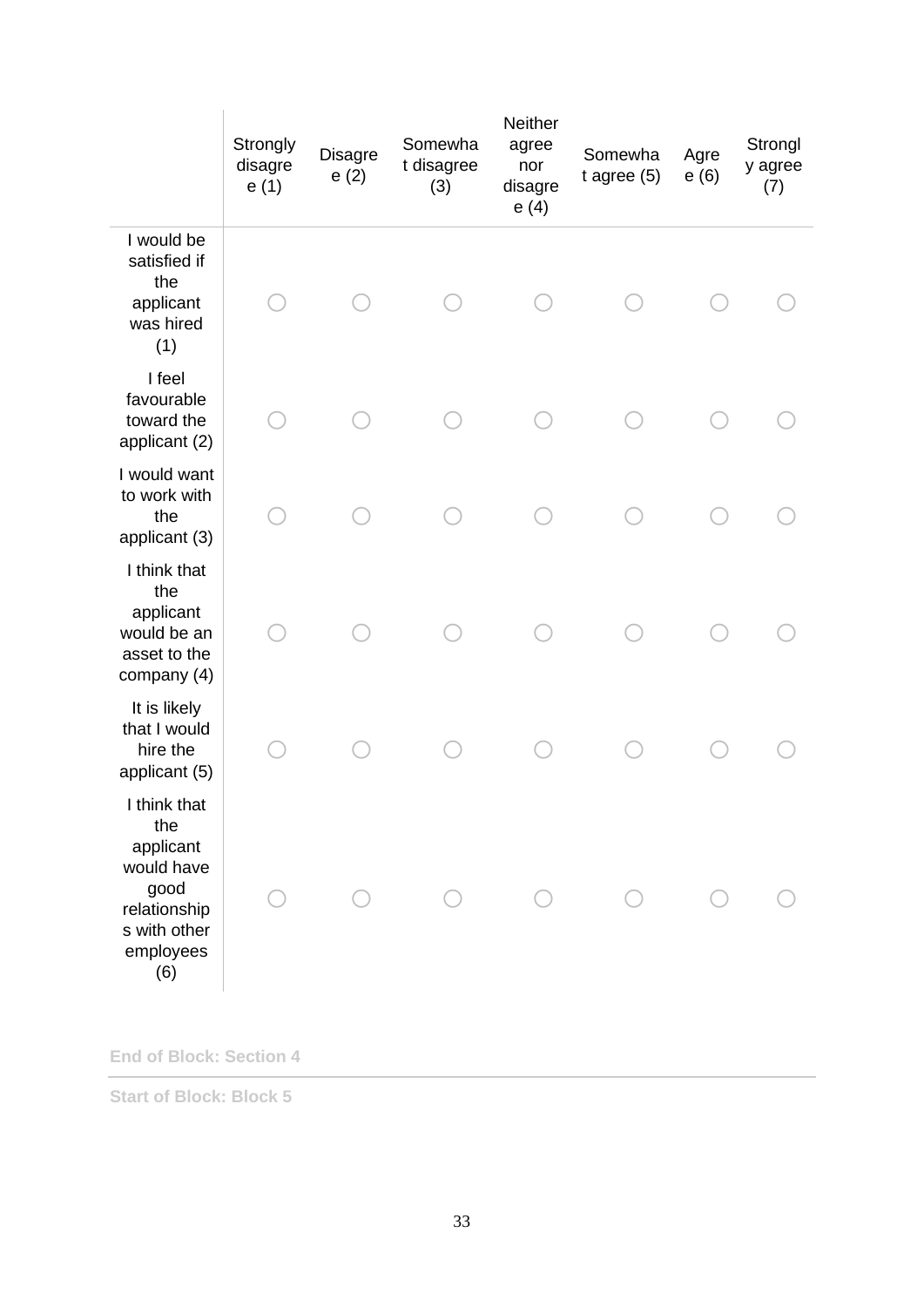| | Strongly disagree (1) | Disagree (2) | Somewhat disagree (3) | Neither agree nor disagree (4) | Somewhat agree (5) | Agree (6) | Strongly agree (7) |
|---|---|---|---|---|---|---|---|
| I would be satisfied if the applicant was hired (1) | ○ | ○ | ○ | ○ | ○ | ○ | ○ |
| I feel favourable toward the applicant (2) | ○ | ○ | ○ | ○ | ○ | ○ | ○ |
| I would want to work with the applicant (3) | ○ | ○ | ○ | ○ | ○ | ○ | ○ |
| I think that the applicant would be an asset to the company (4) | ○ | ○ | ○ | ○ | ○ | ○ | ○ |
| It is likely that I would hire the applicant (5) | ○ | ○ | ○ | ○ | ○ | ○ | ○ |
| I think that the applicant would have good relationships with other employees (6) | ○ | ○ | ○ | ○ | ○ | ○ | ○ |

**End of Block: Section 4**

**Start of Block: Block 5**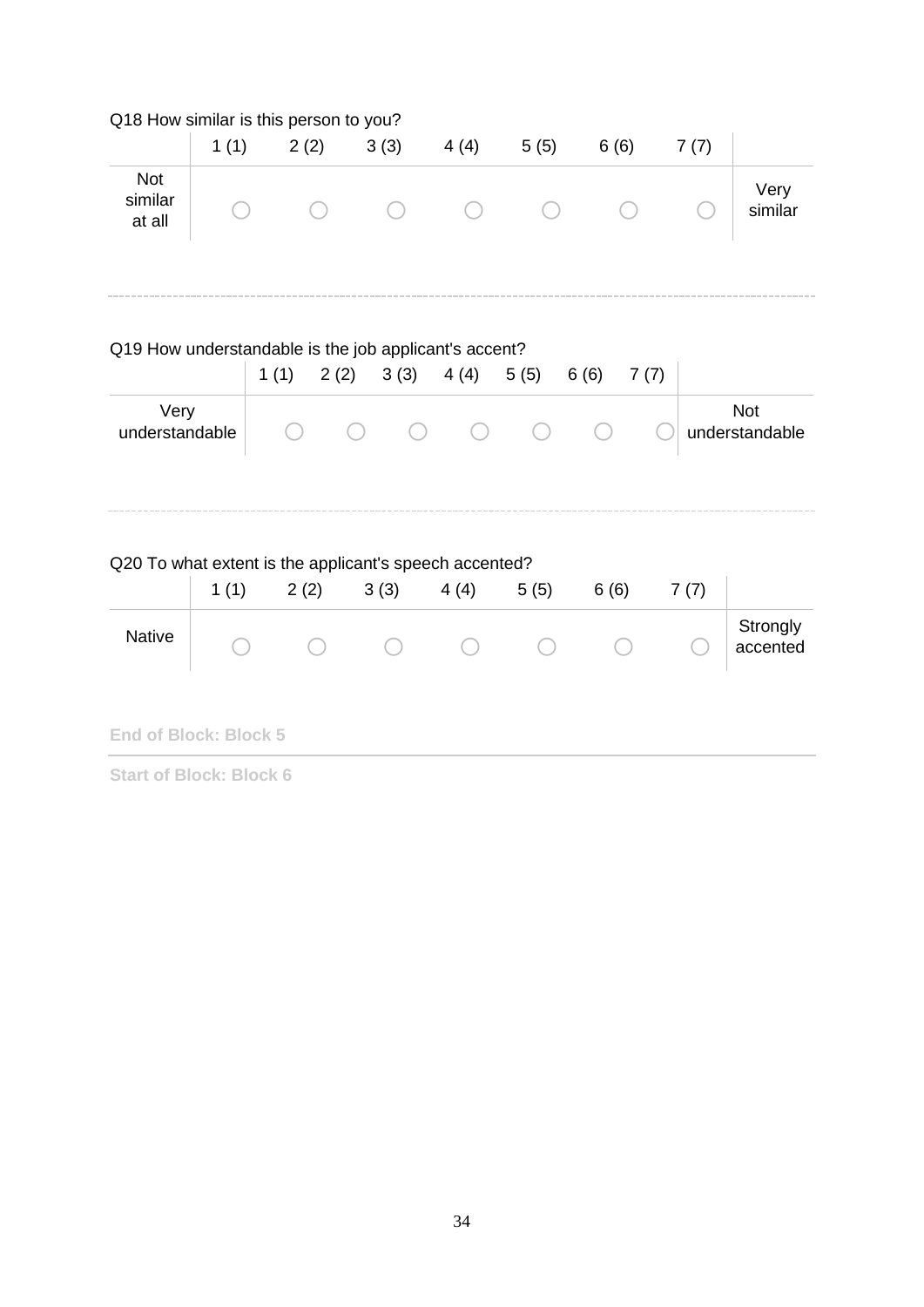Q18 How similar is this person to you?

| | 1 (1) | 2 (2) | 3 (3) | 4 (4) | 5 (5) | 6 (6) | 7 (7) | |
|---|---|---|---|---|---|---|---|---|
| Not similar at all | ○ | ○ | ○ | ○ | ○ | ○ | ○ | Very similar |

---

Q19 How understandable is the job applicant's accent?

| | 1 (1) | 2 (2) | 3 (3) | 4 (4) | 5 (5) | 6 (6) | 7 (7) | |
|---|---|---|---|---|---|---|---|---|
| Very understandable | ○ | ○ | ○ | ○ | ○ | ○ | ○ | Not understandable |

---

Q20 To what extent is the applicant's speech accented?

| | 1 (1) | 2 (2) | 3 (3) | 4 (4) | 5 (5) | 6 (6) | 7 (7) | |
|---|---|---|---|---|---|---|---|---|
| Native | ○ | ○ | ○ | ○ | ○ | ○ | ○ | Strongly accented |

**End of Block: Block 5**

---

**Start of Block: Block 6**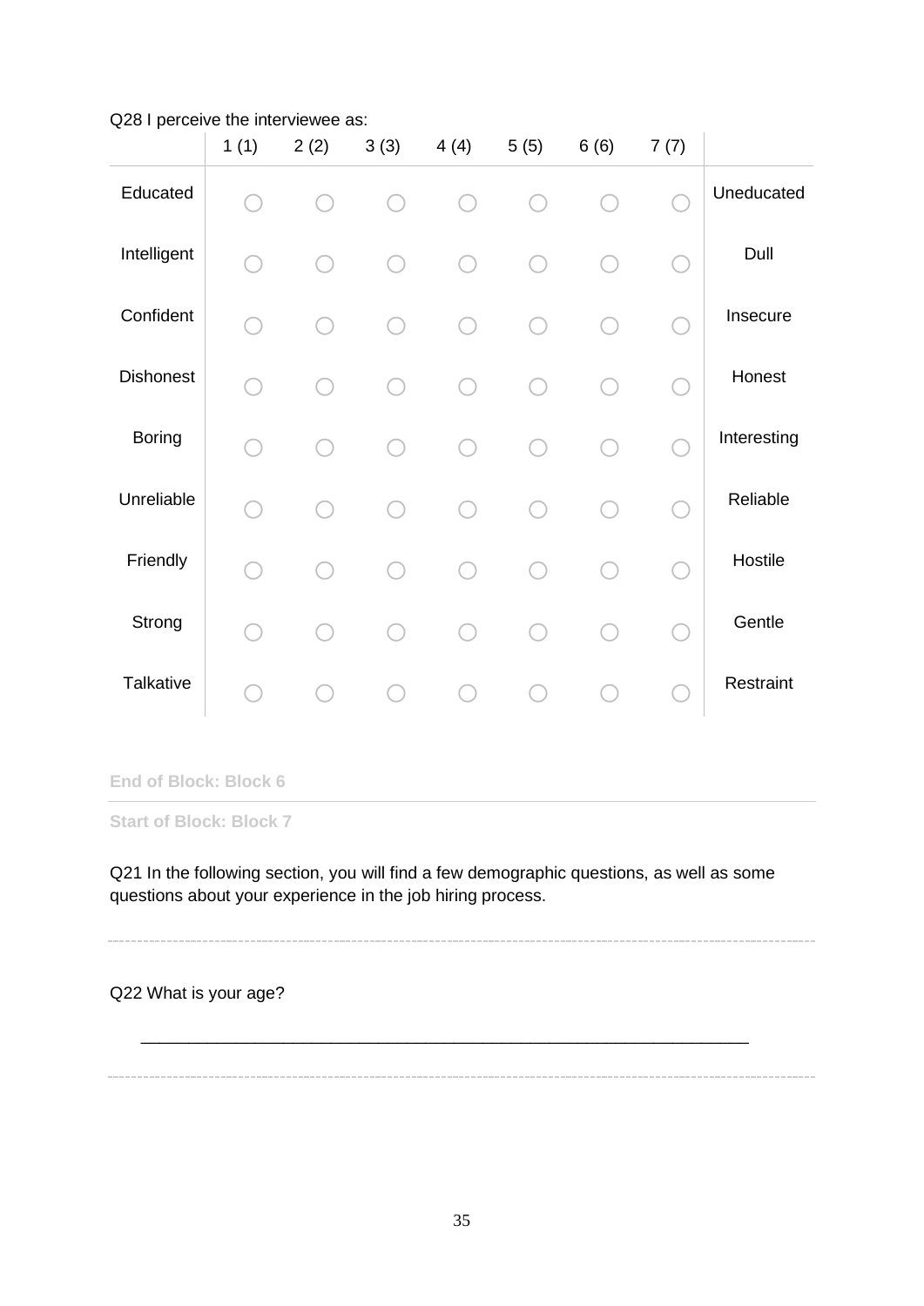Q28 I perceive the interviewee as:

| | 1 (1) | 2 (2) | 3 (3) | 4 (4) | 5 (5) | 6 (6) | 7 (7) | |
|---|---|---|---|---|---|---|---|---|
| Educated | ○ | ○ | ○ | ○ | ○ | ○ | ○ | Uneducated |
| Intelligent | ○ | ○ | ○ | ○ | ○ | ○ | ○ | Dull |
| Confident | ○ | ○ | ○ | ○ | ○ | ○ | ○ | Insecure |
| Dishonest | ○ | ○ | ○ | ○ | ○ | ○ | ○ | Honest |
| Boring | ○ | ○ | ○ | ○ | ○ | ○ | ○ | Interesting |
| Unreliable | ○ | ○ | ○ | ○ | ○ | ○ | ○ | Reliable |
| Friendly | ○ | ○ | ○ | ○ | ○ | ○ | ○ | Hostile |
| Strong | ○ | ○ | ○ | ○ | ○ | ○ | ○ | Gentle |
| Talkative | ○ | ○ | ○ | ○ | ○ | ○ | ○ | Restraint |

**End of Block: Block 6**

**Start of Block: Block 7**

Q21 In the following section, you will find a few demographic questions, as well as some questions about your experience in the job hiring process.

---

Q22 What is your age?

________________________________________________________________

---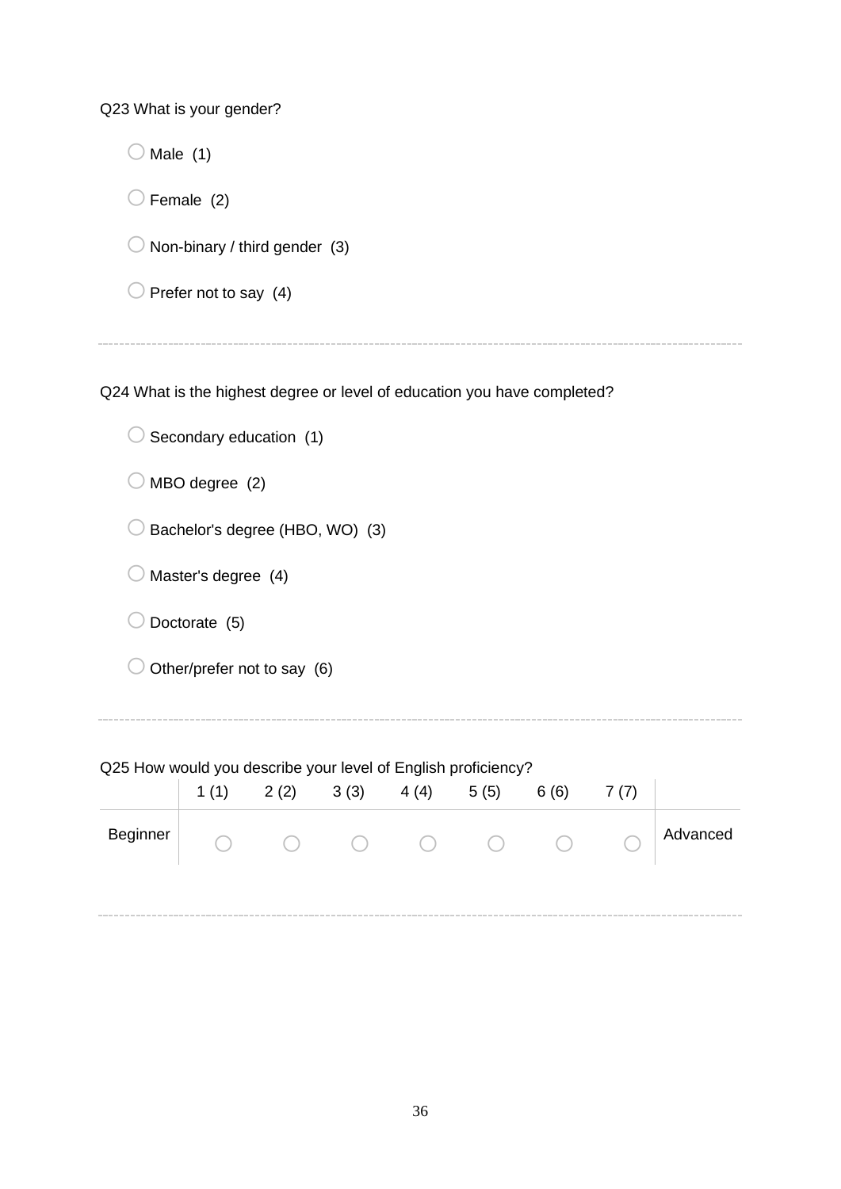Q23 What is your gender?

- ○ Male (1)
- ○ Female (2)
- ○ Non-binary / third gender (3)
- ○ Prefer not to say (4)

---

Q24 What is the highest degree or level of education you have completed?

- ○ Secondary education (1)
- ○ MBO degree (2)
- ○ Bachelor's degree (HBO, WO) (3)
- ○ Master's degree (4)
- ○ Doctorate (5)
- ○ Other/prefer not to say (6)

---

Q25 How would you describe your level of English proficiency?

| | 1 (1) | 2 (2) | 3 (3) | 4 (4) | 5 (5) | 6 (6) | 7 (7) | |
|---|---|---|---|---|---|---|---|---|
| Beginner | ○ | ○ | ○ | ○ | ○ | ○ | ○ | Advanced |

---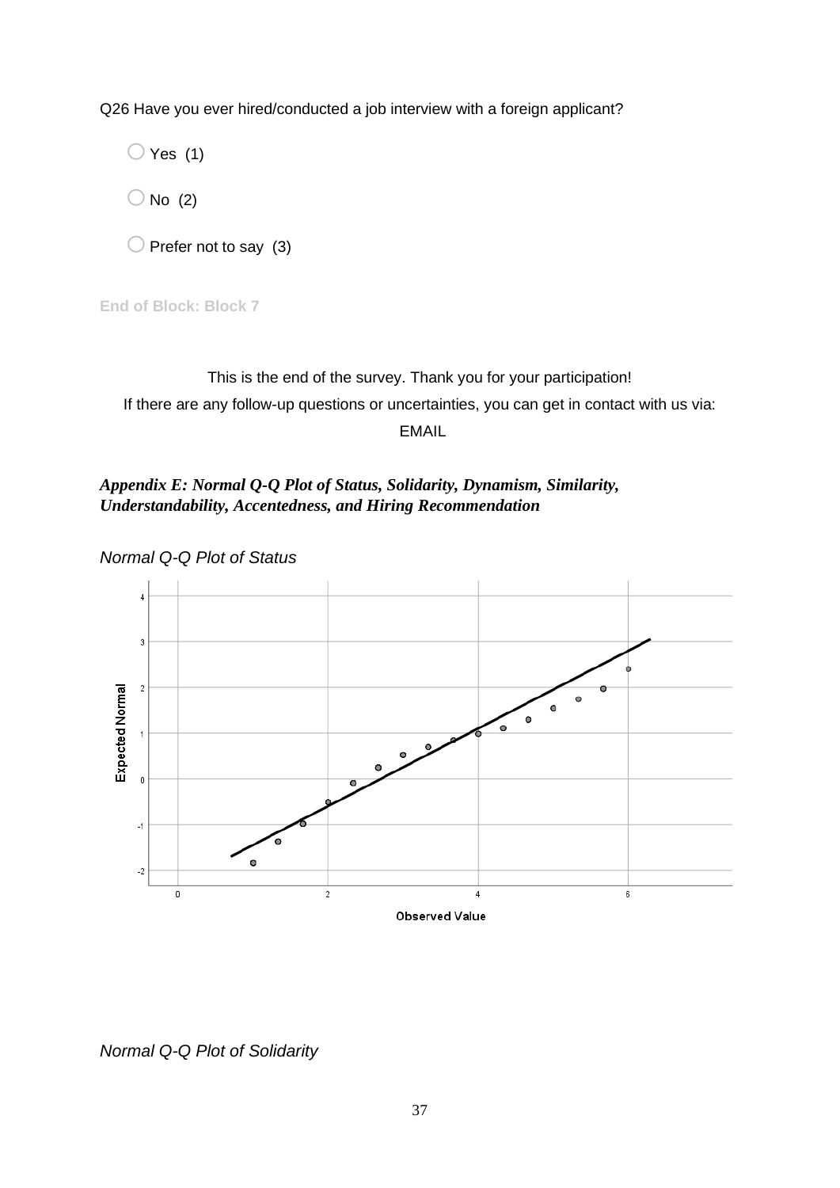Q26 Have you ever hired/conducted a job interview with a foreign applicant?

- Yes (1)
- No (2)
- Prefer not to say (3)

**End of Block: Block 7**

This is the end of the survey. Thank you for your participation!

If there are any follow-up questions or uncertainties, you can get in contact with us via:

EMAIL

### *Appendix E: Normal Q-Q Plot of Status, Solidarity, Dynamism, Similarity, Understandability, Accentedness, and Hiring Recommendation*

*Normal Q-Q Plot of Status*

*Normal Q-Q Plot of Solidarity*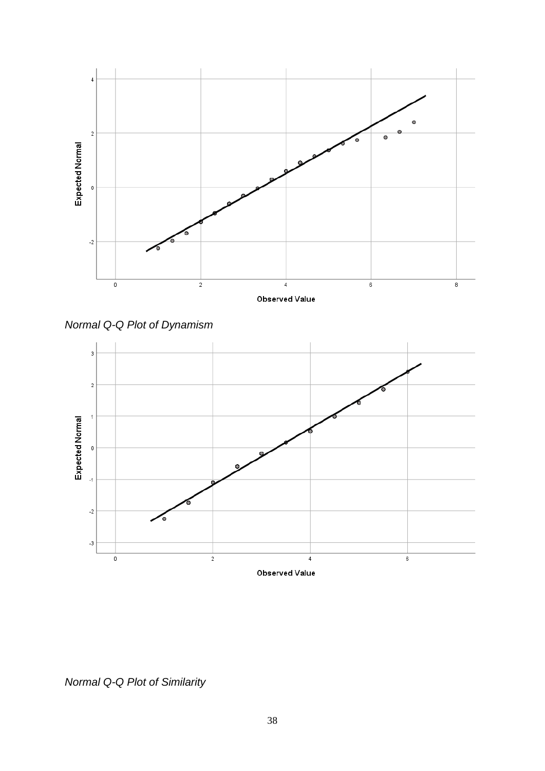*Normal Q-Q Plot of Dynamism*

*Normal Q-Q Plot of Similarity*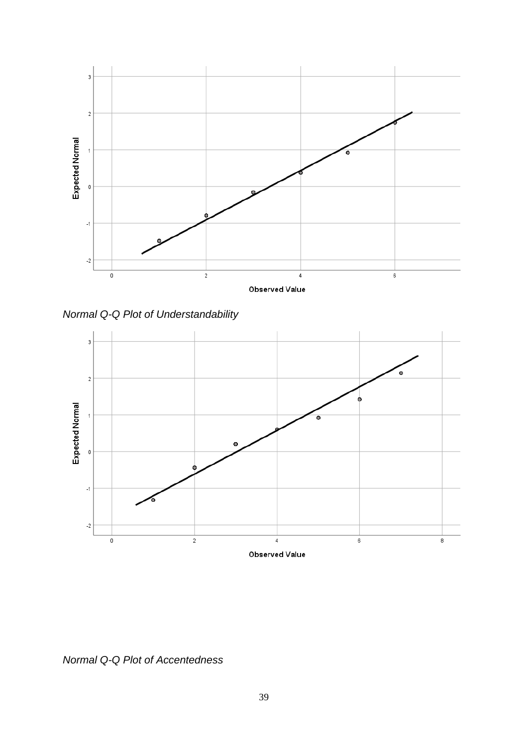*Normal Q-Q Plot of Understandability*

*Normal Q-Q Plot of Accentedness*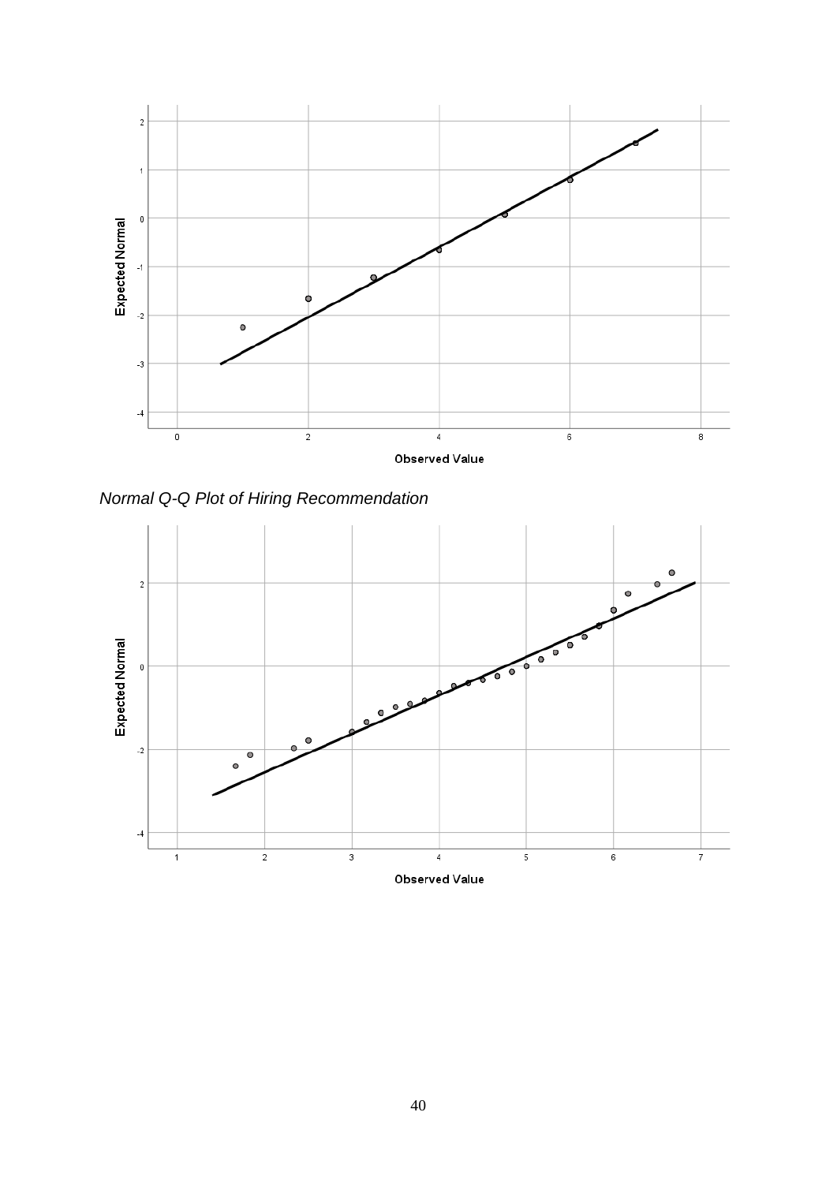*Normal Q-Q Plot of Hiring Recommendation*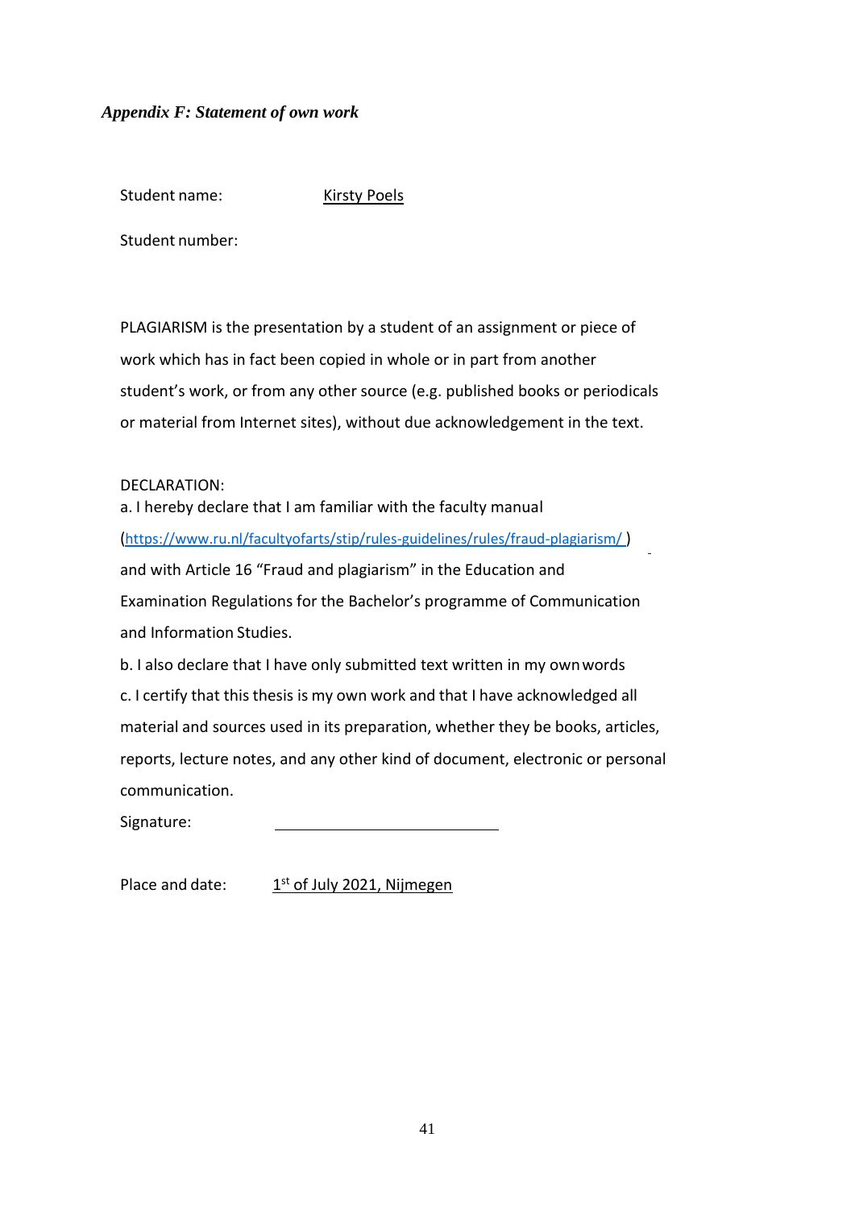*Appendix F: Statement of own work*

Student name: Kirsty Poels

Student number:

PLAGIARISM is the presentation by a student of an assignment or piece of work which has in fact been copied in whole or in part from another student's work, or from any other source (e.g. published books or periodicals or material from Internet sites), without due acknowledgement in the text.

DECLARATION:

a. I hereby declare that I am familiar with the faculty manual (https://www.ru.nl/facultyofarts/stip/rules-guidelines/rules/fraud-plagiarism/ ) and with Article 16 "Fraud and plagiarism" in the Education and Examination Regulations for the Bachelor's programme of Communication and Information Studies.

b. I also declare that I have only submitted text written in my own words

c. I certify that this thesis is my own work and that I have acknowledged all material and sources used in its preparation, whether they be books, articles, reports, lecture notes, and any other kind of document, electronic or personal communication.

Signature: \_\_\_\_\_\_\_\_\_\_\_\_\_\_\_\_\_\_\_\_\_\_\_\_

Place and date: 1st of July 2021, Nijmegen